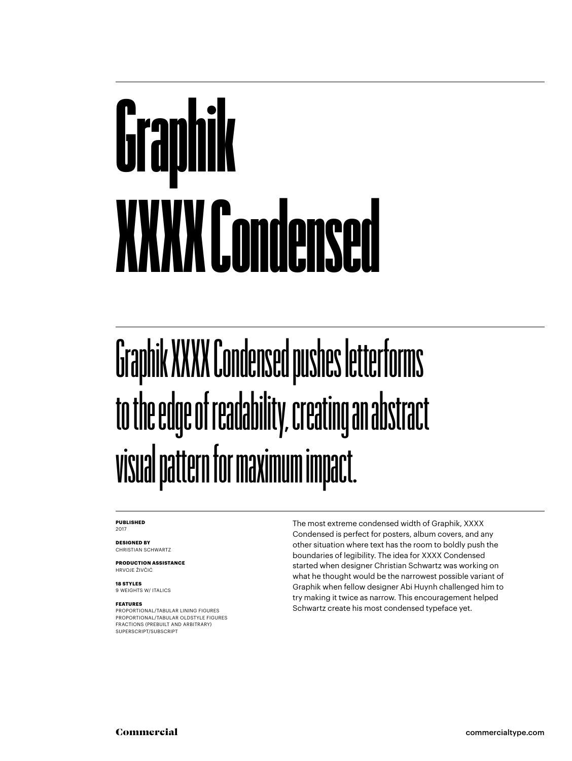# Graphik XXXX Condensed

## Graphik XXXX Condensed pushes letterforms to the edge of readability, creating an abstract visual pattern for maximum impact.

**PUBLISHED**
2017

**DESIGNED BY**
CHRISTIAN SCHWARTZ

**PRODUCTION ASSISTANCE**
HRVOJE ŽIVČIĆ

**18 STYLES**
9 WEIGHTS W/ ITALICS

**FEATURES**
PROPORTIONAL/TABULAR LINING FIGURES
PROPORTIONAL/TABULAR OLDSTYLE FIGURES
FRACTIONS (PREBUILT AND ARBITRARY)
SUPERSCRIPT/SUBSCRIPT

The most extreme condensed width of Graphik, XXXX Condensed is perfect for posters, album covers, and any other situation where text has the room to boldly push the boundaries of legibility. The idea for XXXX Condensed started when designer Christian Schwartz was working on what he thought would be the narrowest possible variant of Graphik when fellow designer Abi Huynh challenged him to try making it twice as narrow. This encouragement helped Schwartz create his most condensed typeface yet.

Commercial

commercialtype.com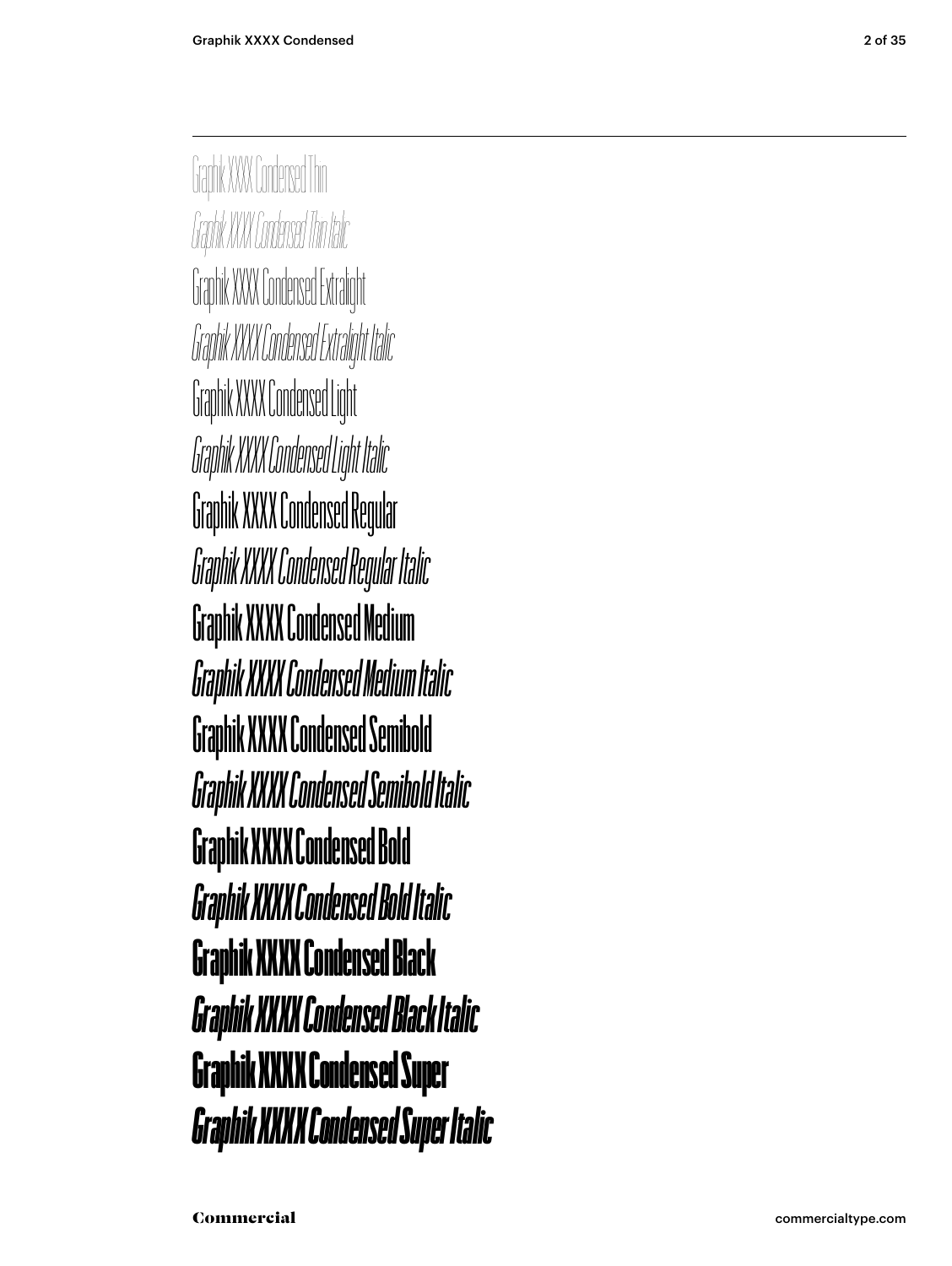Graphik XXXX Condensed Thin

*Graphik XXXX Condensed Thin Italic*

Graphik XXXX Condensed Extralight

*Graphik XXXX Condensed Extralight Italic*

Graphik XXXX Condensed Light

*Graphik XXXX Condensed Light Italic*

Graphik XXXX Condensed Regular

*Graphik XXXX Condensed Regular Italic*

Graphik XXXX Condensed Medium

*Graphik XXXX Condensed Medium Italic*

**Graphik XXXX Condensed Semibold**

***Graphik XXXX Condensed Semibold Italic***

**Graphik XXXX Condensed Bold**

***Graphik XXXX Condensed Bold Italic***

**Graphik XXXX Condensed Black**

***Graphik XXXX Condensed Black Italic***

**Graphik XXXX Condensed Super**

***Graphik XXXX Condensed Super Italic***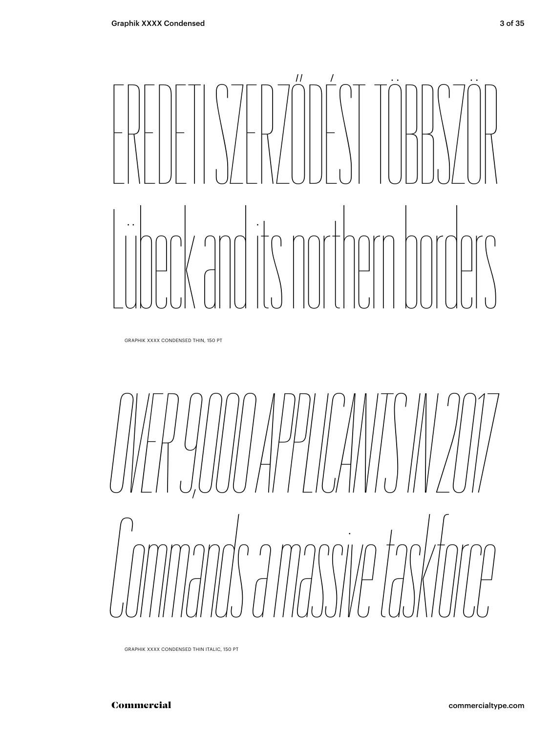EREDETI SZERZŐDÉST TÖBBSZÖR
Lübeck and its northern borders

GRAPHIK XXXX CONDENSED THIN, 150 PT

*OVER 9,000 APPLICANTS IN 2017*
*Commands a massive taskforce*

GRAPHIK XXXX CONDENSED THIN ITALIC, 150 PT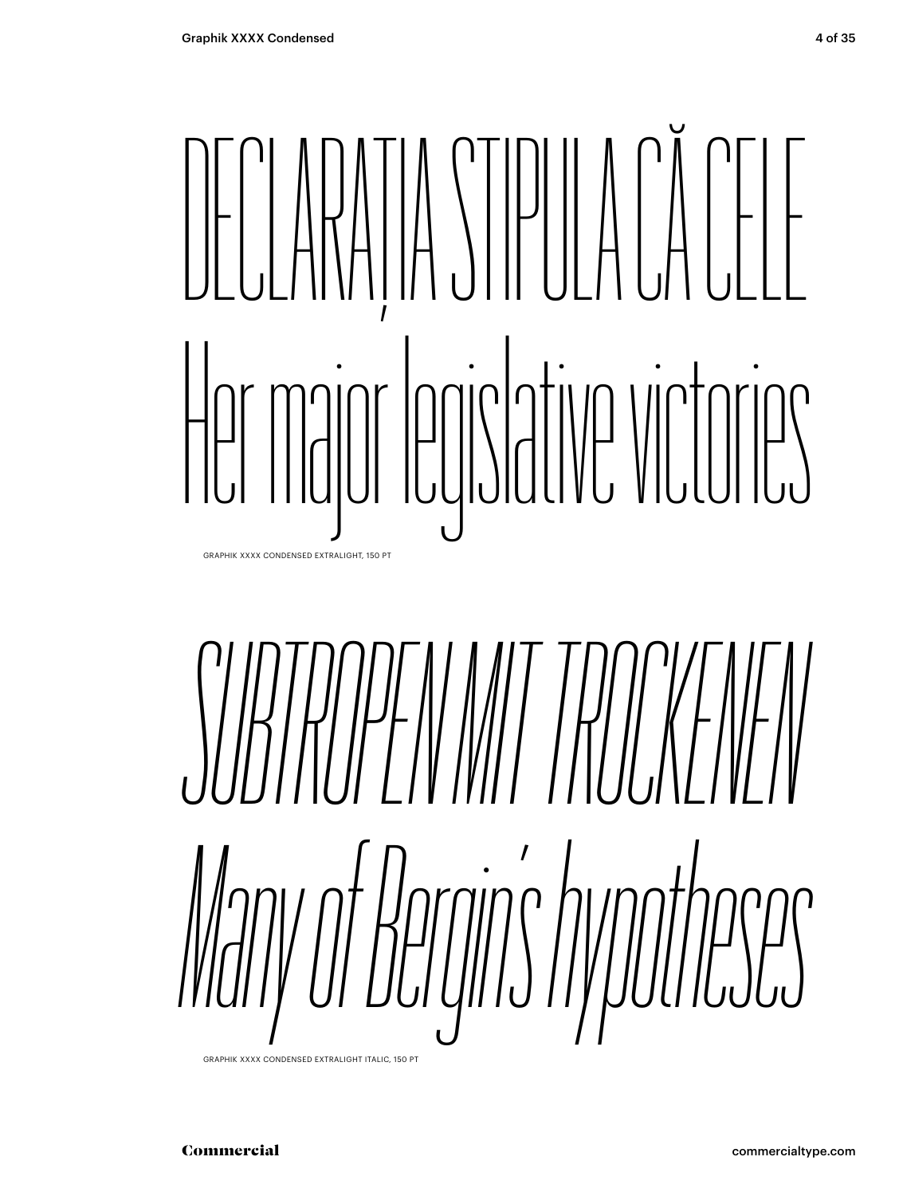DECLARAȚIA STIPULA CĂ CELE
Her major legislative victories

GRAPHIK XXXX CONDENSED EXTRALIGHT, 150 PT

*SUBTROPEN MIT TROCKENEN*
*Many of Bergin's hypotheses*

GRAPHIK XXXX CONDENSED EXTRALIGHT ITALIC, 150 PT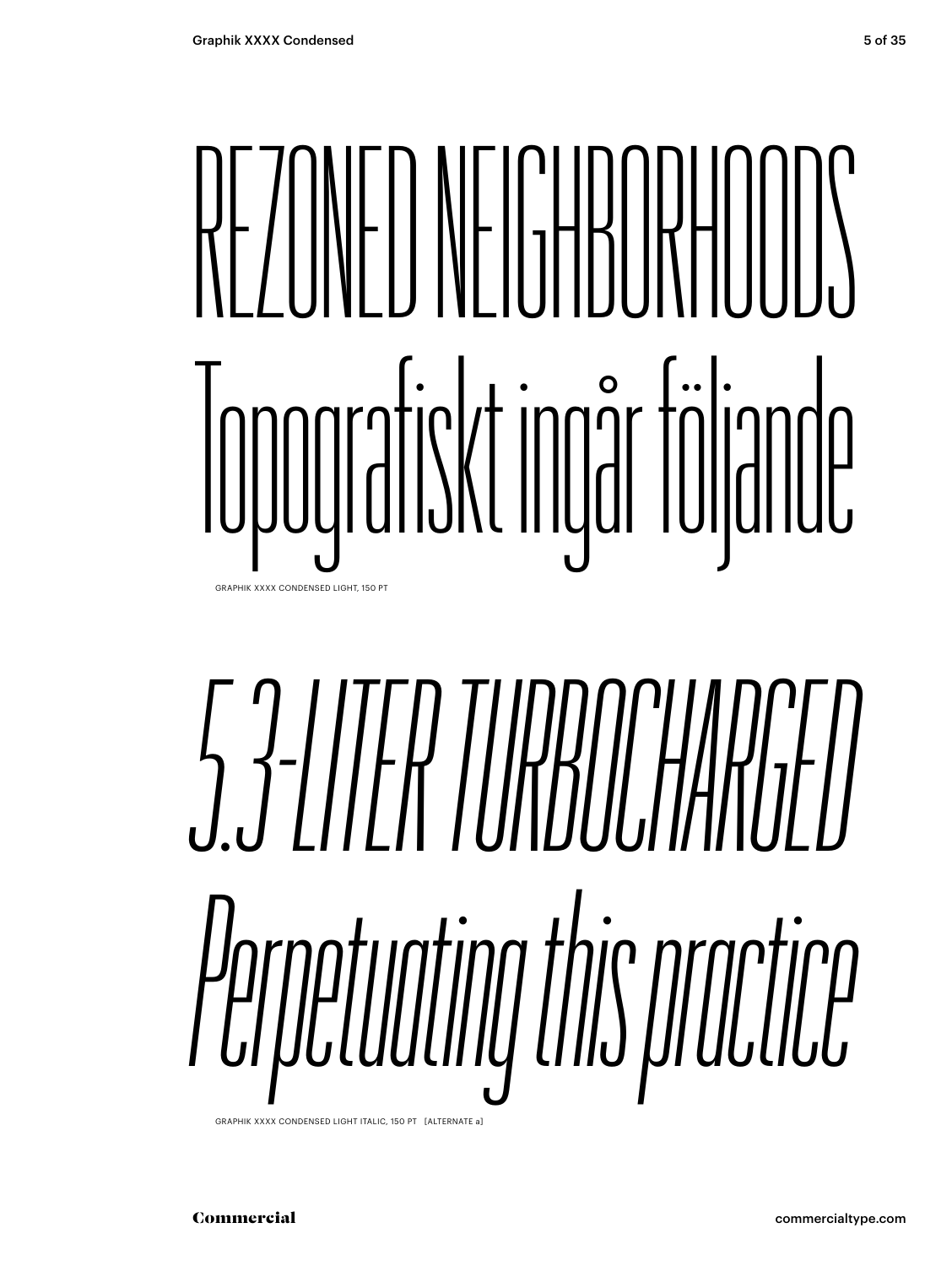REZONED NEIGHBORHOODS
Topografiskt ingår följande

GRAPHIK XXXX CONDENSED LIGHT, 150 PT

*5.3-LITER TURBOCHARGED*
*Perpetuating this practice*

GRAPHIK XXXX CONDENSED LIGHT ITALIC, 150 PT [ALTERNATE a]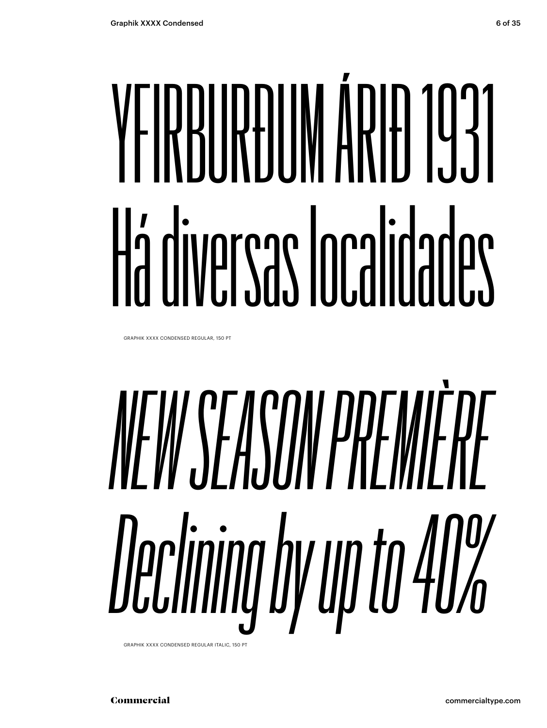YFIRBURÐUM ÁRIÐ 1931
Há diversas localidades

GRAPHIK XXXX CONDENSED REGULAR, 150 PT

*NEW SEASON PREMIÈRE*
*Declining by up to 40%*

GRAPHIK XXXX CONDENSED REGULAR ITALIC, 150 PT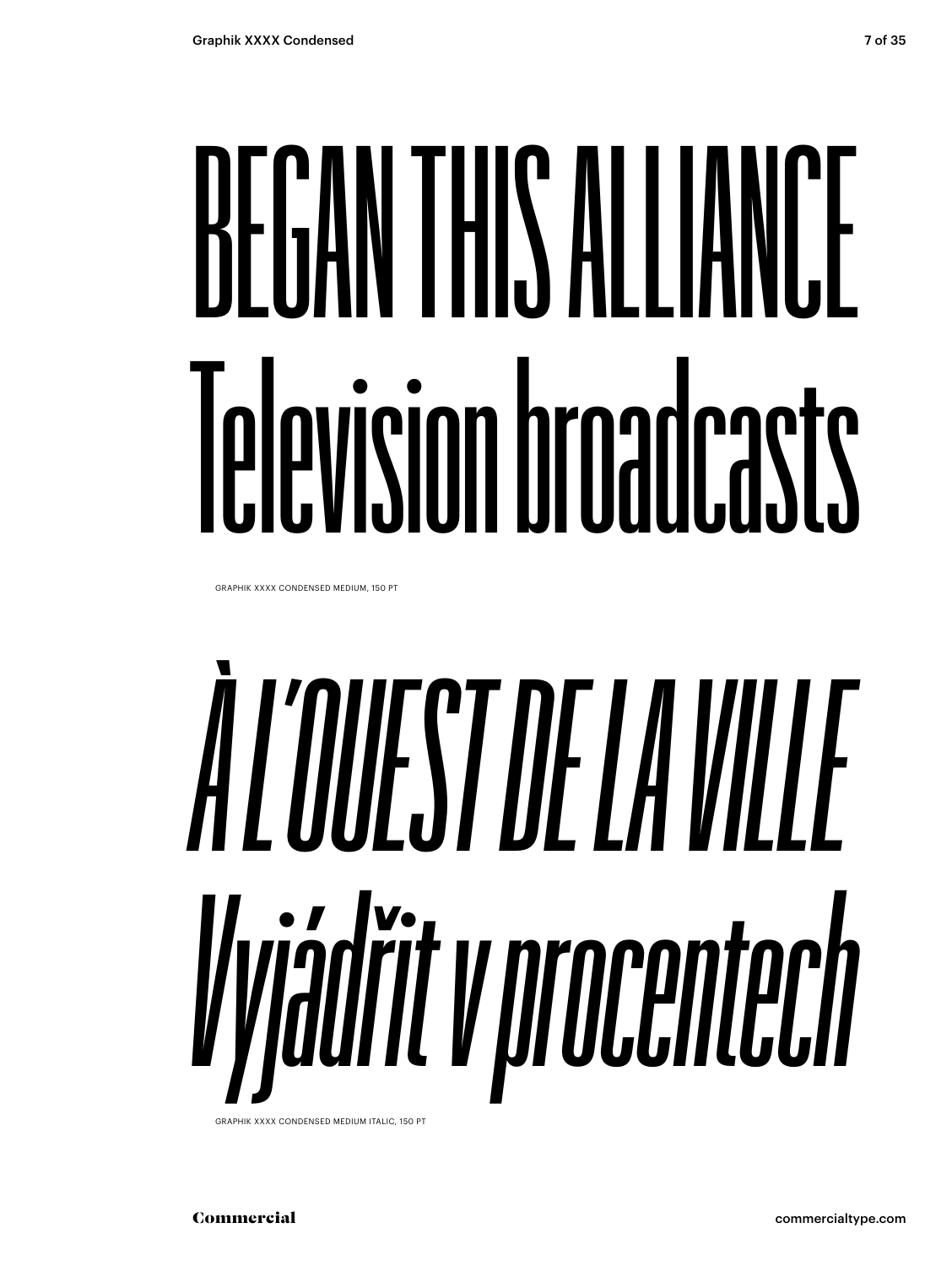BEGAN THIS ALLIANCE
Television broadcasts

GRAPHIK XXXX CONDENSED MEDIUM, 150 PT

*À L'OUEST DE LA VILLE*
*Vyjádřit v procentech*

GRAPHIK XXXX CONDENSED MEDIUM ITALIC, 150 PT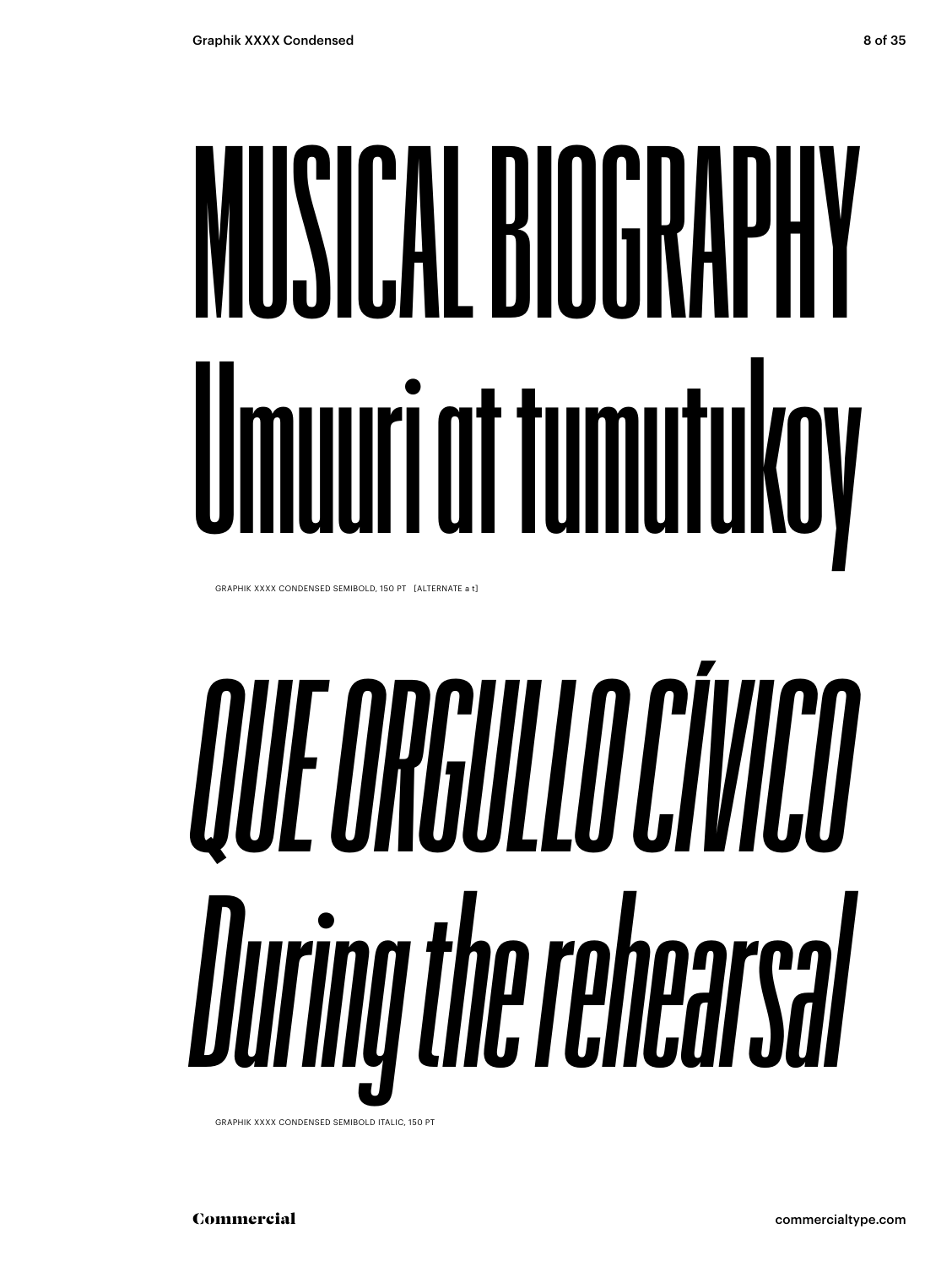MUSICAL BIOGRAPHY
Umuuri at tumutukoy

GRAPHIK XXXX CONDENSED SEMIBOLD, 150 PT [ALTERNATE a t]

*QUE ORGULLO CÍVICO*
*During the rehearsal*

GRAPHIK XXXX CONDENSED SEMIBOLD ITALIC, 150 PT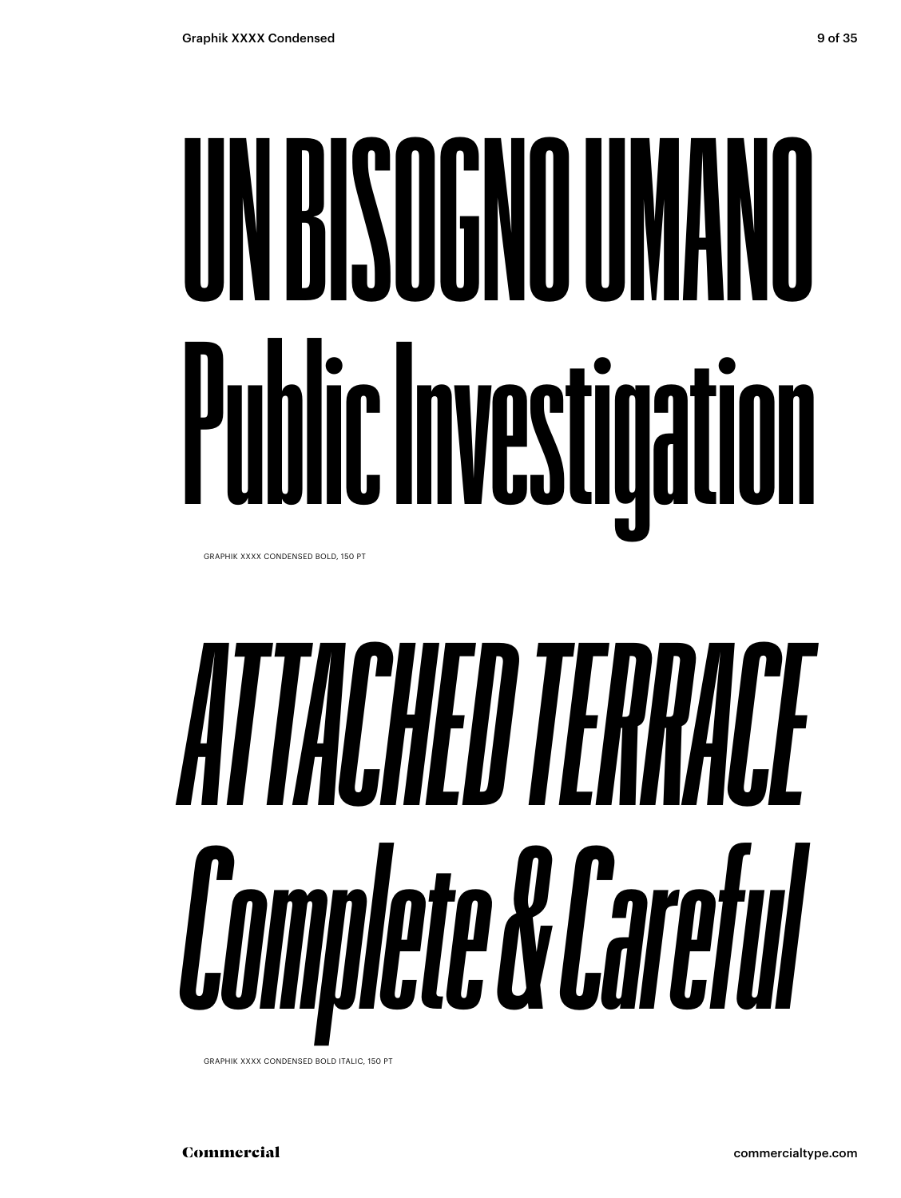# UN BISOGNO UMANO
# Public Investigation

GRAPHIK XXXX CONDENSED BOLD, 150 PT

# *ATTACHED TERRACE*
# *Complete & Careful*

GRAPHIK XXXX CONDENSED BOLD ITALIC, 150 PT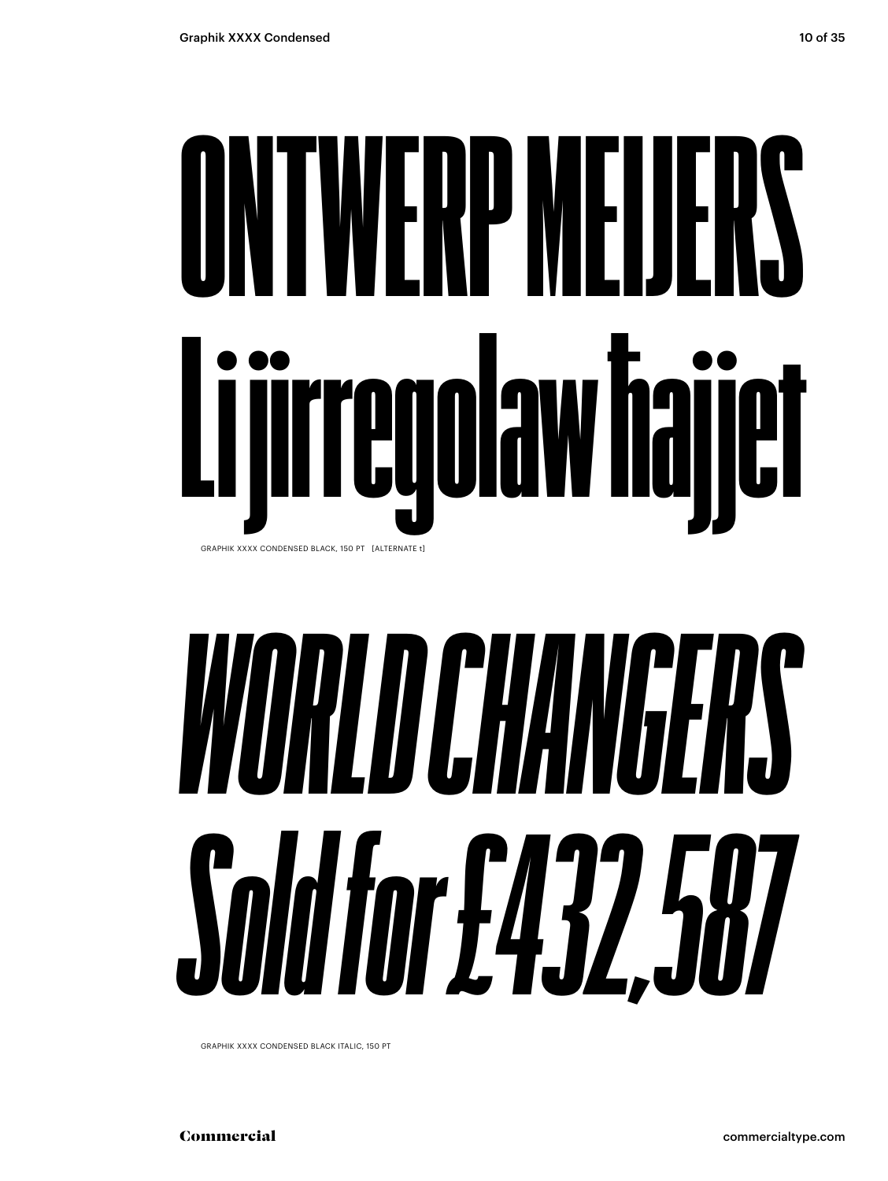# ONTWERP MEIJERS
# Li jirregolaw ħajjet

GRAPHIK XXXX CONDENSED BLACK, 150 PT [ALTERNATE t]

# *WORLD CHANGERS*
# *Sold for £432,587*

GRAPHIK XXXX CONDENSED BLACK ITALIC, 150 PT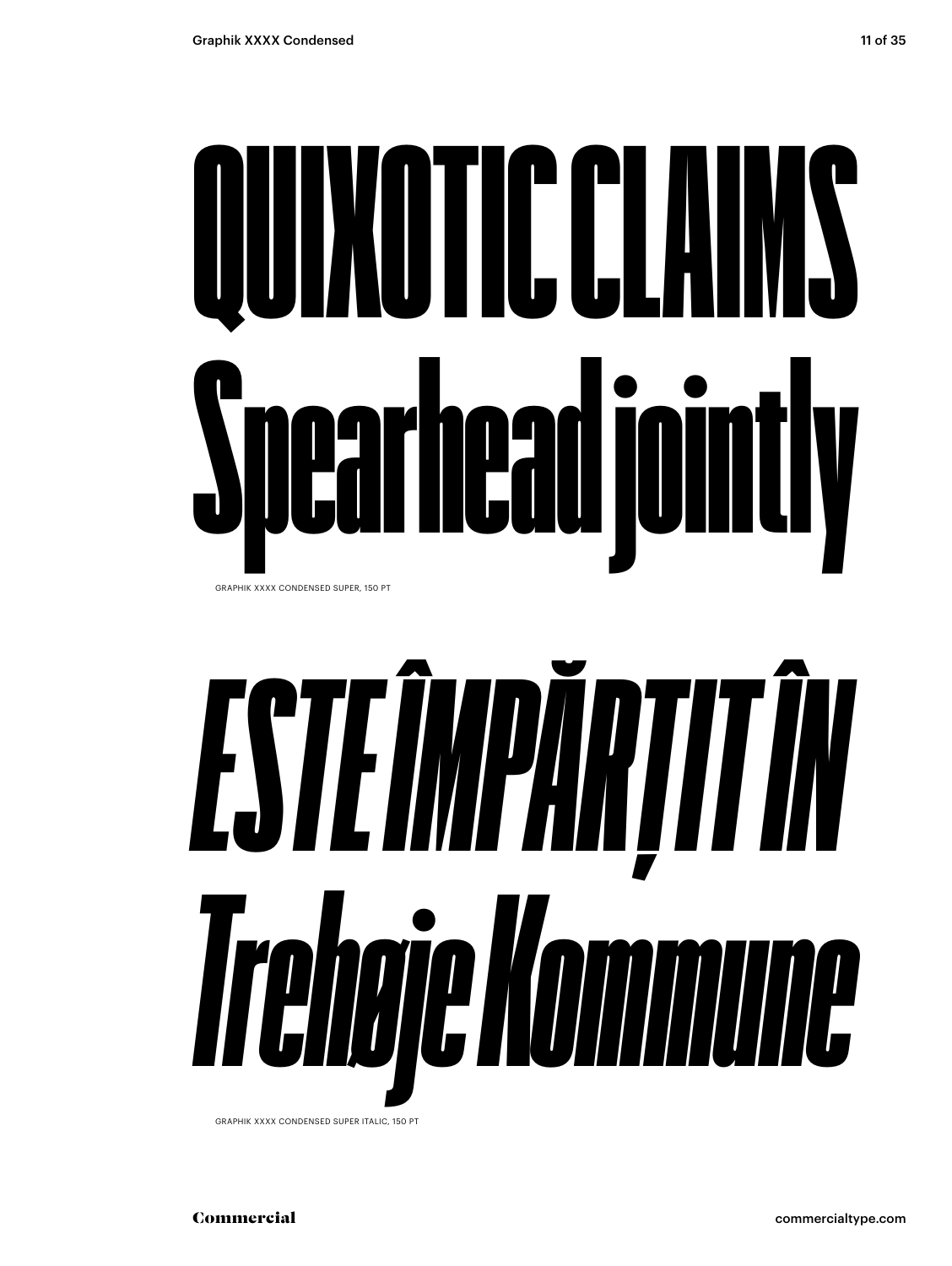# QUIXOTIC CLAIMS Spearhead jointly

GRAPHIK XXXX CONDENSED SUPER, 150 PT

# *ESTE ÎMPĂRȚIT ÎN Trehøje Kommune*

GRAPHIK XXXX CONDENSED SUPER ITALIC, 150 PT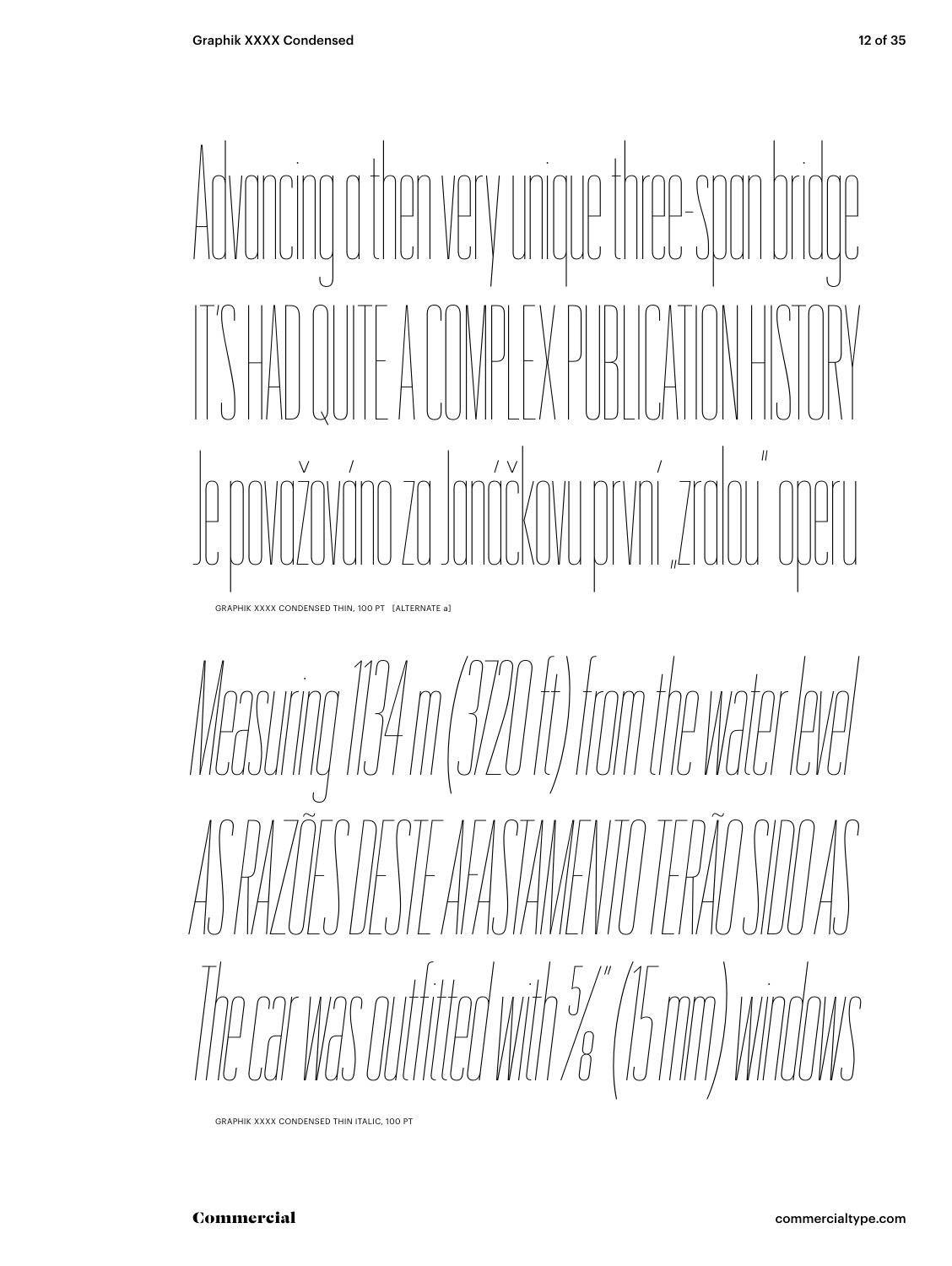Advancing a then very unique three-span bridge

IT'S HAD QUITE A COMPLEX PUBLICATION HISTORY

Je považováno za Janáčkovu první „zralou" operu

GRAPHIK XXXX CONDENSED THIN, 100 PT [ALTERNATE a]

*Measuring 1134 m (3720 ft) from the water level*

*AS RAZÕES DESTE AFASTAMENTO TERÃO SIDO AS*

*The car was outfitted with ⅝" (15 mm) windows*

GRAPHIK XXXX CONDENSED THIN ITALIC, 100 PT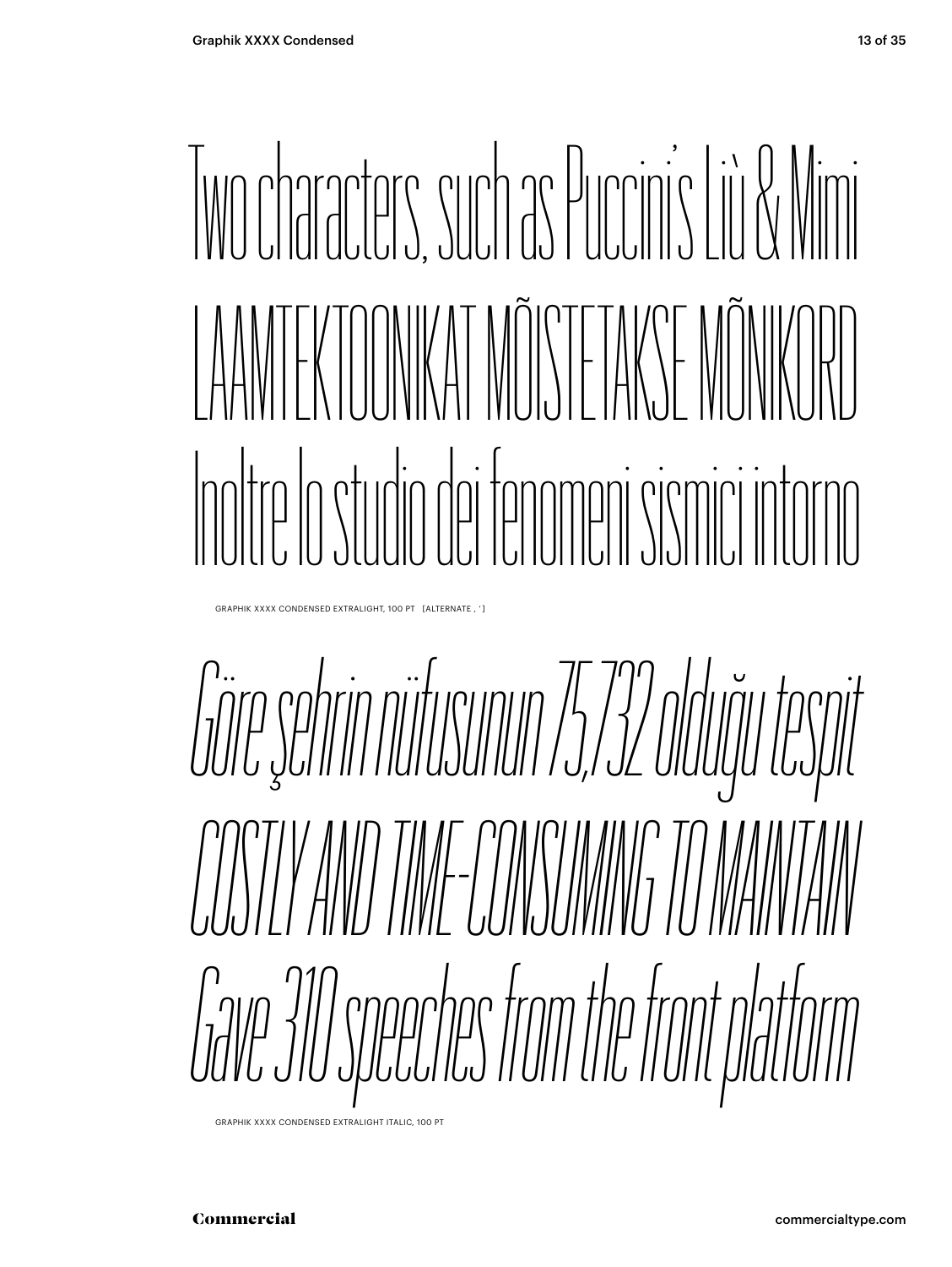Two characters, such as Puccini's Liù & Mimi

LAAMTEKTOONIKAT MÕISTETAKSE MÕNIKORD

Inoltre lo studio dei fenomeni sismici intorno

GRAPHIK XXXX CONDENSED EXTRALIGHT, 100 PT [ALTERNATE , ' ]

*Göre şehrin nüfusunun 75,732 olduğu tespit*

*COSTLY AND TIME-CONSUMING TO MAINTAIN*

*Gave 310 speeches from the front platform*

GRAPHIK XXXX CONDENSED EXTRALIGHT ITALIC, 100 PT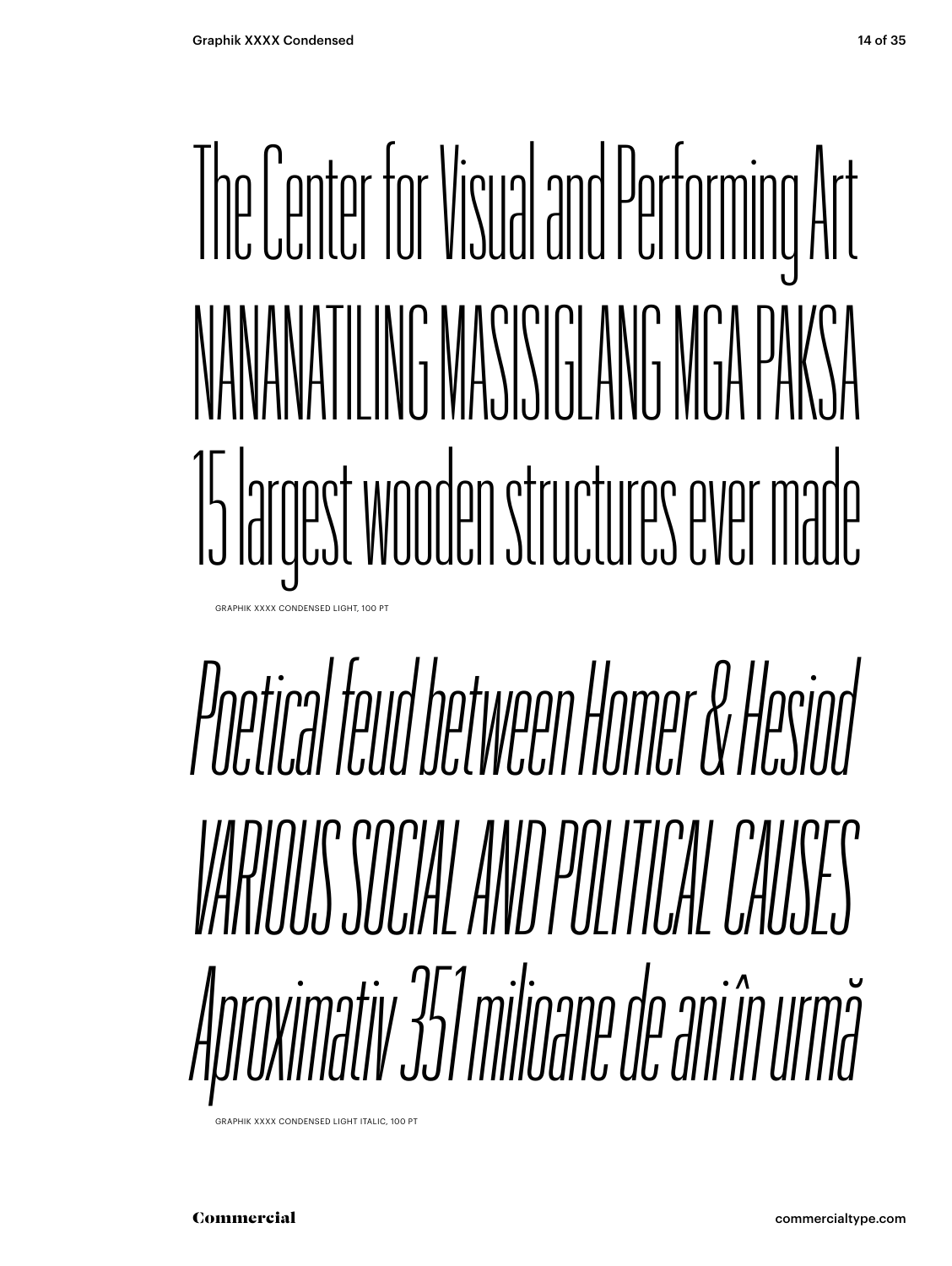The Center for Visual and Performing Art

NANANATILING MASISIGLANG MGA PAKSA

15 largest wooden structures ever made

GRAPHIK XXXX CONDENSED LIGHT, 100 PT

*Poetical feud between Homer & Hesiod*

*VARIOUS SOCIAL AND POLITICAL CAUSES*

*Aproximativ 351 milioane de ani în urmă*

GRAPHIK XXXX CONDENSED LIGHT ITALIC, 100 PT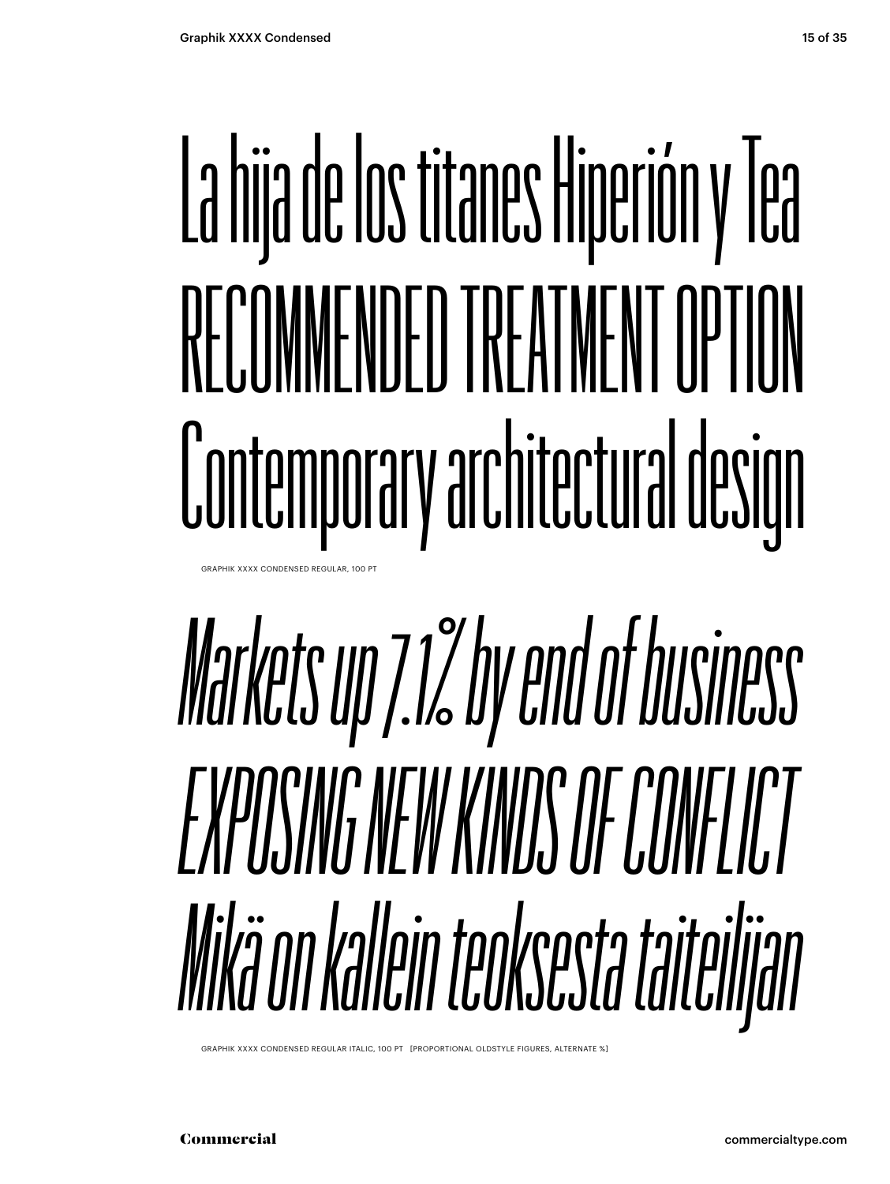La hija de los titanes Hiperión y Tea

RECOMMENDED TREATMENT OPTION

Contemporary architectural design

GRAPHIK XXXX CONDENSED REGULAR, 100 PT

*Markets up 7.1% by end of business*

*EXPOSING NEW KINDS OF CONFLICT*

*Mikä on kallein teoksesta taiteilijan*

GRAPHIK XXXX CONDENSED REGULAR ITALIC, 100 PT [PROPORTIONAL OLDSTYLE FIGURES, ALTERNATE %]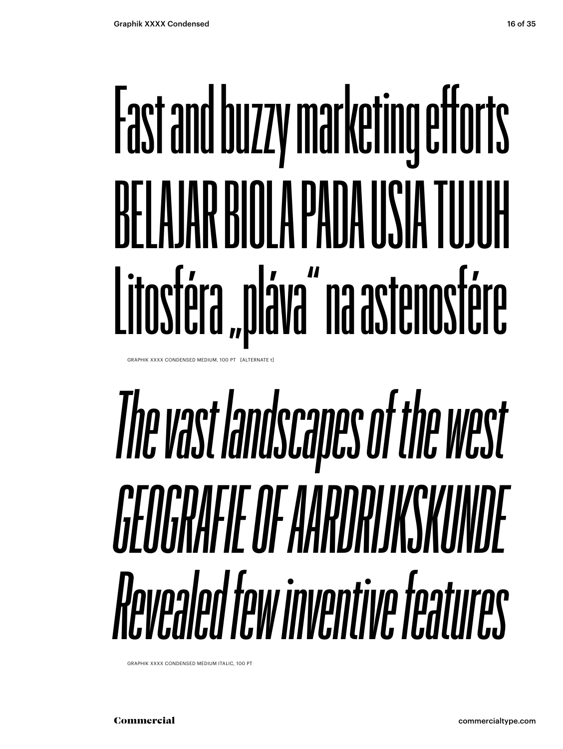Fast and buzzy marketing efforts
BELAJAR BIOLA PADA USIA TUJUH
Litosféra „pláva" na astenosfére

GRAPHIK XXXX CONDENSED MEDIUM, 100 PT [ALTERNATE t]

*The vast landscapes of the west*
*GEOGRAFIE OF AARDRIJKSKUNDE*
*Revealed few inventive features*

GRAPHIK XXXX CONDENSED MEDIUM ITALIC, 100 PT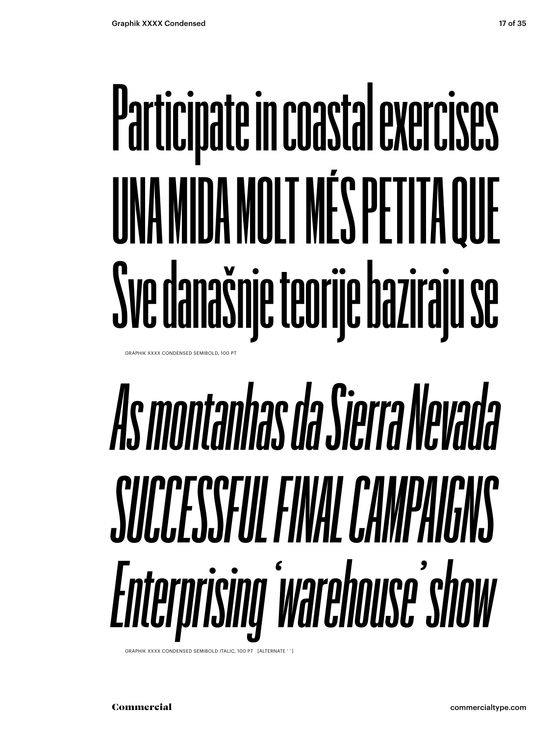Participate in coastal exercises
UNA MIDA MOLT MÉS PETITA QUE
Sve današnje teorije baziraju se

GRAPHIK XXXX CONDENSED SEMIBOLD, 100 PT

*As montanhas da Sierra Nevada*
*SUCCESSFUL FINAL CAMPAIGNS*
*Enterprising ‘warehouse’ show*

GRAPHIK XXXX CONDENSED SEMIBOLD ITALIC, 100 PT [ALTERNATE ‘ ’]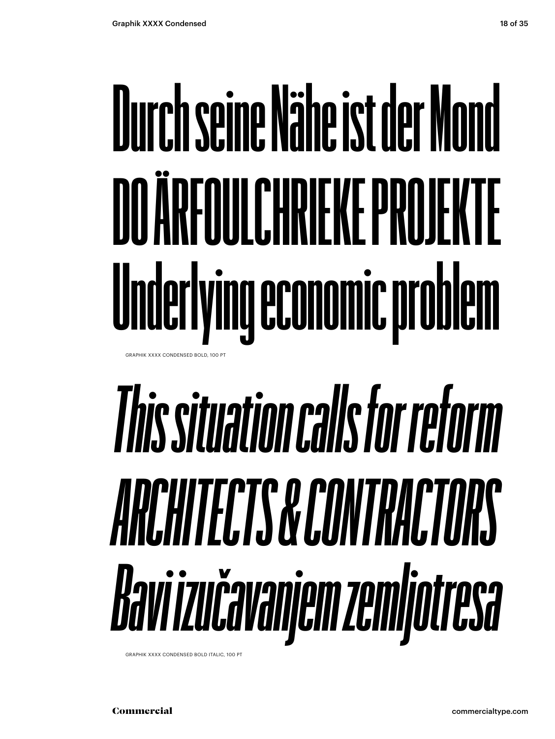# Durch seine Nähe ist der Mond
# DO ÄRFOULCHRIEKE PROJEKTE
# Underlying economic problem

GRAPHIK XXXX CONDENSED BOLD, 100 PT

# *This situation calls for reform*
# *ARCHITECTS & CONTRACTORS*
# *Bavi izučavanjem zemljotresa*

GRAPHIK XXXX CONDENSED BOLD ITALIC, 100 PT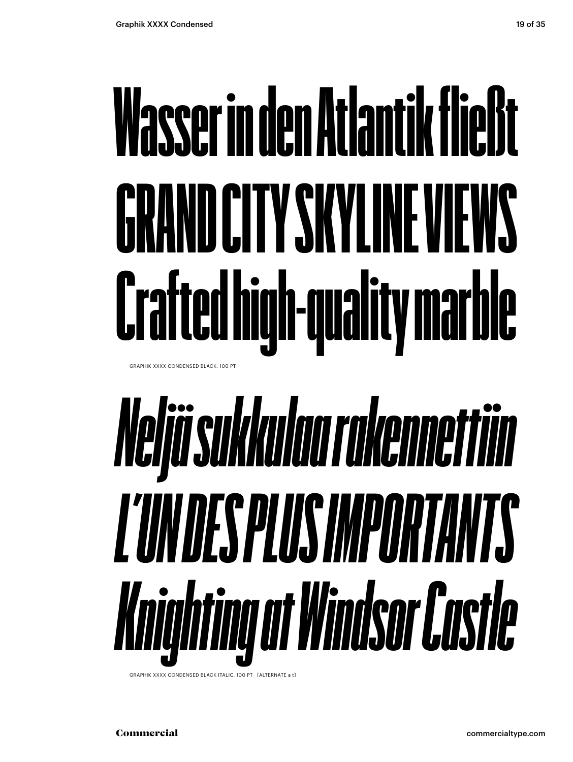Wasser in den Atlantik fließt

GRAND CITY SKYLINE VIEWS

Crafted high-quality marble

GRAPHIK XXXX CONDENSED BLACK, 100 PT

*Neljä sukkulaa rakennettiin*

*L'UN DES PLUS IMPORTANTS*

*Knighting at Windsor Castle*

GRAPHIK XXXX CONDENSED BLACK ITALIC, 100 PT [ALTERNATE a t]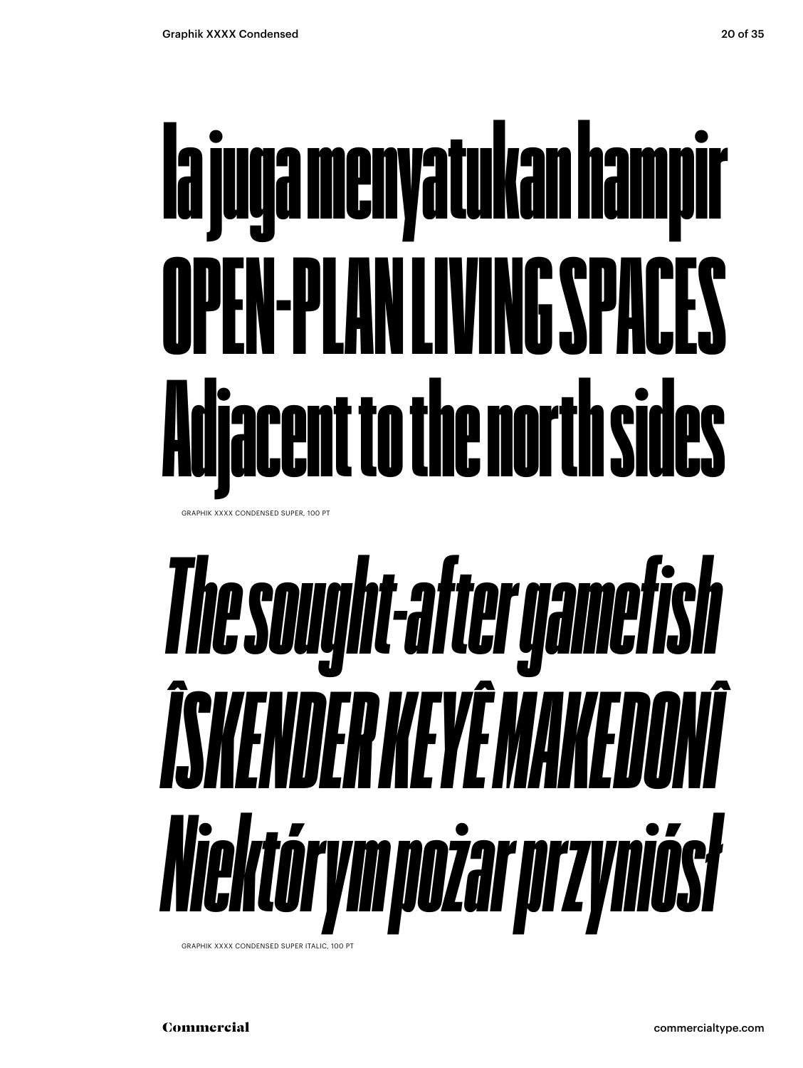Ia juga menyatukan hampir
OPEN-PLAN LIVING SPACES
Adjacent to the north sides

GRAPHIK XXXX CONDENSED SUPER, 100 PT

*The sought-after gamefish*
*ÎSKENDER KEYÊ MAKEDONÎ*
*Niektórym pożar przyniósł*

GRAPHIK XXXX CONDENSED SUPER ITALIC, 100 PT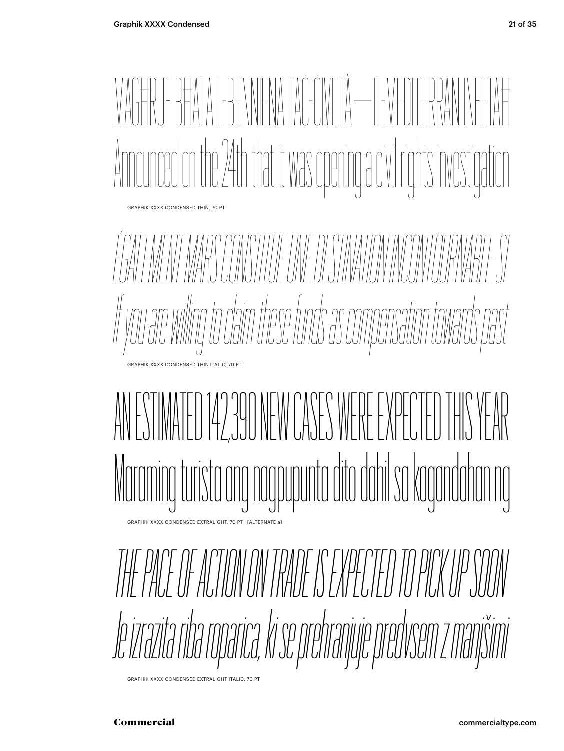MAGĦRUF BĦALA L-BENNIENA TAĊ-ĊIVILTÀ — IL-MEDITERRAN INFETAĦ

Announced on the 24th that it was opening a civil rights investigation

GRAPHIK XXXX CONDENSED THIN, 70 PT

*ÉGALEMENT MARS CONSTITUE UNE DESTINATION INCONTOURNABLE SI*

*If you are willing to claim these funds as compensation towards past*

GRAPHIK XXXX CONDENSED THIN ITALIC, 70 PT

AN ESTIMATED 142,390 NEW CASES WERE EXPECTED THIS YEAR

Maraming turista ang nagpupunta dito dahil sa kagandahan ng

GRAPHIK XXXX CONDENSED EXTRALIGHT, 70 PT [ALTERNATE a]

*THE PACE OF ACTION ON TRADE IS EXPECTED TO PICK UP SOON*

*Je izrazita riba roparica, ki se prehranjuje predvsem z manjšimi*

GRAPHIK XXXX CONDENSED EXTRALIGHT ITALIC, 70 PT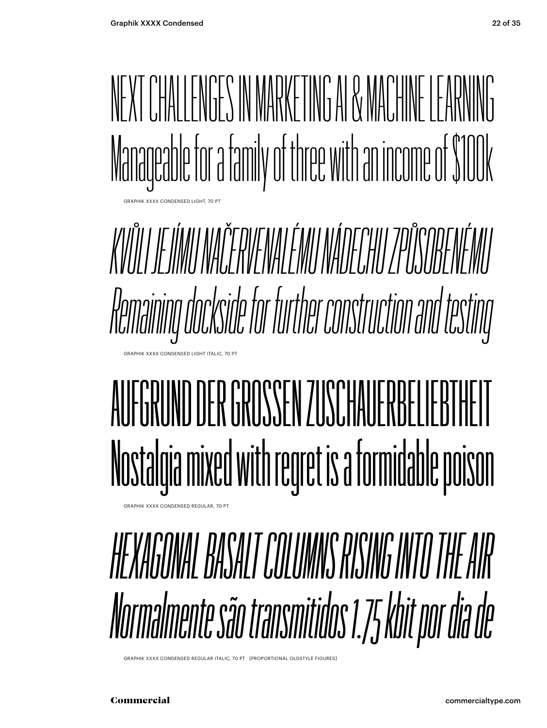NEXT CHALLENGES IN MARKETING AI & MACHINE LEARNING
Manageable for a family of three with an income of $100k

GRAPHIK XXXX CONDENSED LIGHT, 70 PT

*KVŮLI JEJÍMU NAČERVENALÉMU NÁDECHU ZPŮSOBENÉMU*
*Remaining dockside for further construction and testing*

GRAPHIK XXXX CONDENSED LIGHT ITALIC, 70 PT

AUFGRUND DER GROSSEN ZUSCHAUERBELIEBTHEIT
Nostalgia mixed with regret is a formidable poison

GRAPHIK XXXX CONDENSED REGULAR, 70 PT

*HEXAGONAL BASALT COLUMNS RISING INTO THE AIR*
*Normalmente são transmitidos 1.75 kbit por dia de*

GRAPHIK XXXX CONDENSED REGULAR ITALIC, 70 PT [PROPORTIONAL OLDSTYLE FIGURES]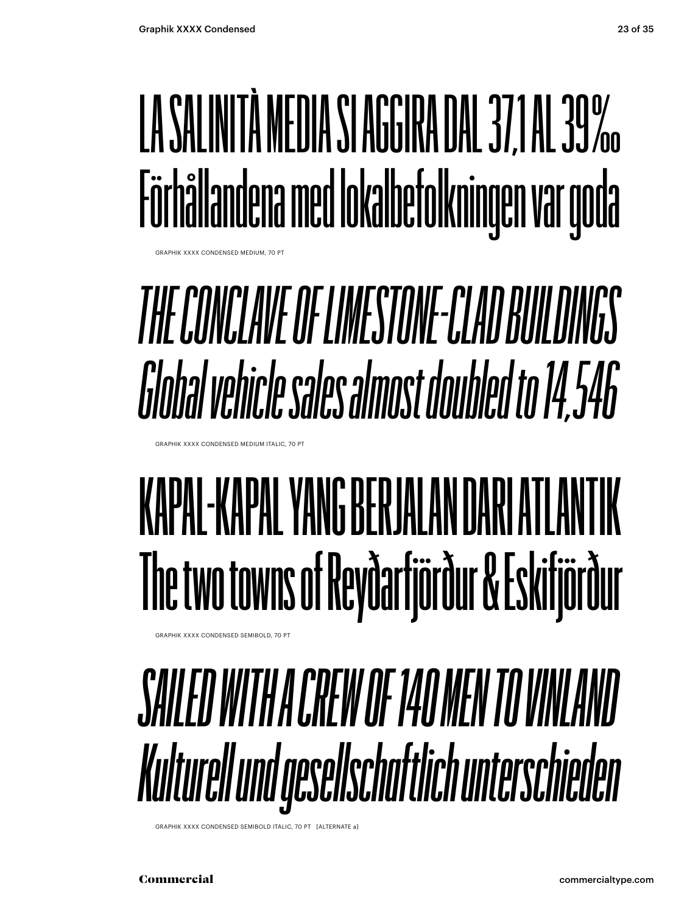LA SALINITÀ MEDIA SI AGGIRA DAL 37,1 AL 39‰
Förhållandena med lokalbefolkningen var goda

GRAPHIK XXXX CONDENSED MEDIUM, 70 PT

*THE CONCLAVE OF LIMESTONE-CLAD BUILDINGS*
*Global vehicle sales almost doubled to 14,546*

GRAPHIK XXXX CONDENSED MEDIUM ITALIC, 70 PT

KAPAL-KAPAL YANG BERJALAN DARI ATLANTIK
The two towns of Reyðarfjörður & Eskifjörður

GRAPHIK XXXX CONDENSED SEMIBOLD, 70 PT

*SAILED WITH A CREW OF 140 MEN TO VINLAND*
*Kulturell und gesellschaftlich unterschieden*

GRAPHIK XXXX CONDENSED SEMIBOLD ITALIC, 70 PT [ALTERNATE a]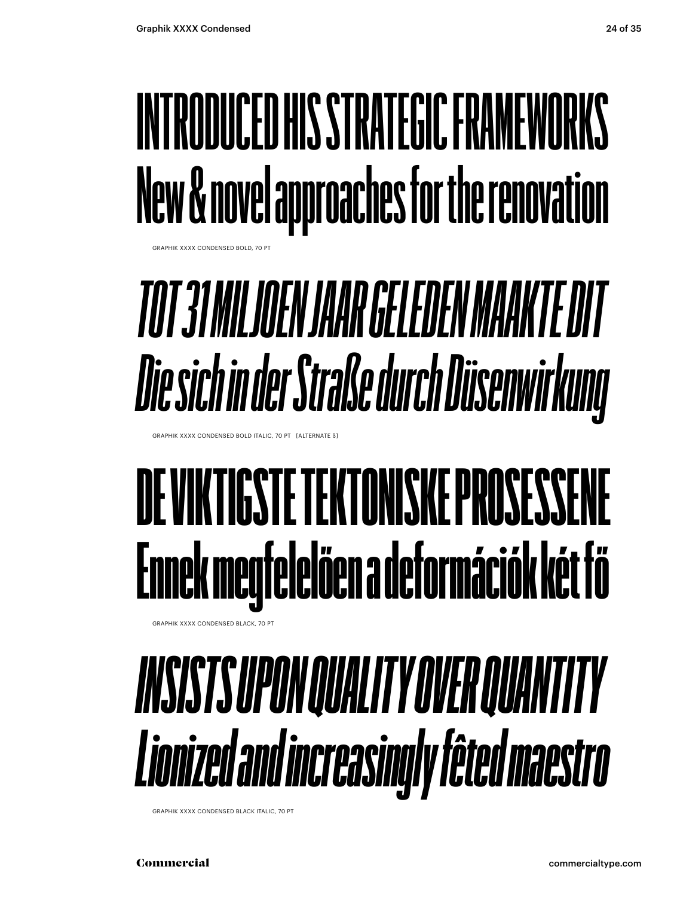INTRODUCED HIS STRATEGIC FRAMEWORKS
New & novel approaches for the renovation

GRAPHIK XXXX CONDENSED BOLD, 70 PT

*TOT 31 MILJOEN JAAR GELEDEN MAAKTE DIT*
*Die sich in der Straße durch Düsenwirkung*

GRAPHIK XXXX CONDENSED BOLD ITALIC, 70 PT [ALTERNATE ß]

**DE VIKTIGSTE TEKTONISKE PROSESSENE**
**Ennek megfelelöen a deformációk két fö**

GRAPHIK XXXX CONDENSED BLACK, 70 PT

***INSISTS UPON QUALITY OVER QUANTITY***
***Lionized and increasingly fêted maestro***

GRAPHIK XXXX CONDENSED BLACK ITALIC, 70 PT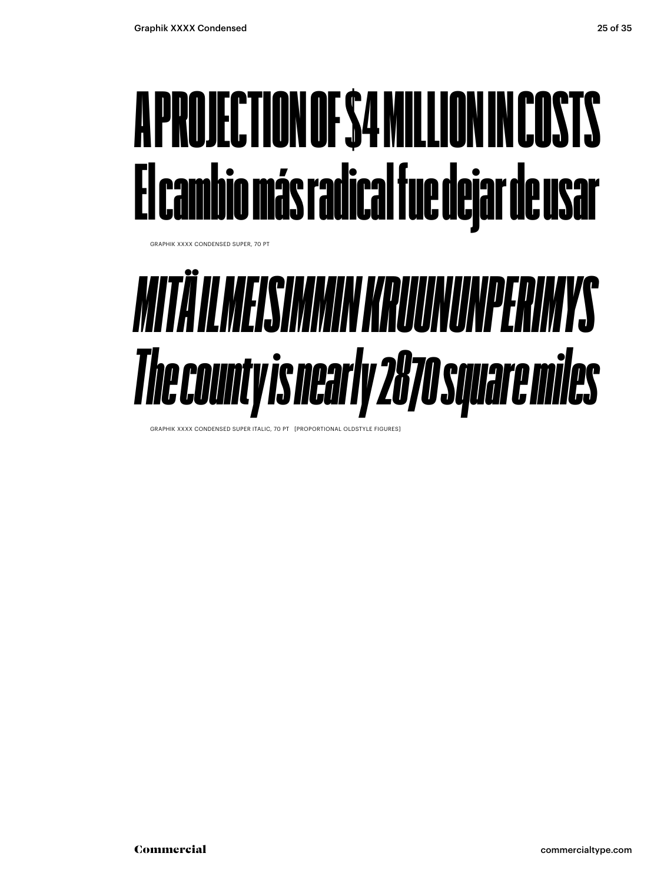A PROJECTION OF $4 MILLION IN COSTS
El cambio más radical fue dejar de usar

GRAPHIK XXXX CONDENSED SUPER, 70 PT

*MITÄ ILMEISIMMIN KRUUNUNPERIMYS*
*The county is nearly 2870 square miles*

GRAPHIK XXXX CONDENSED SUPER ITALIC, 70 PT [PROPORTIONAL OLDSTYLE FIGURES]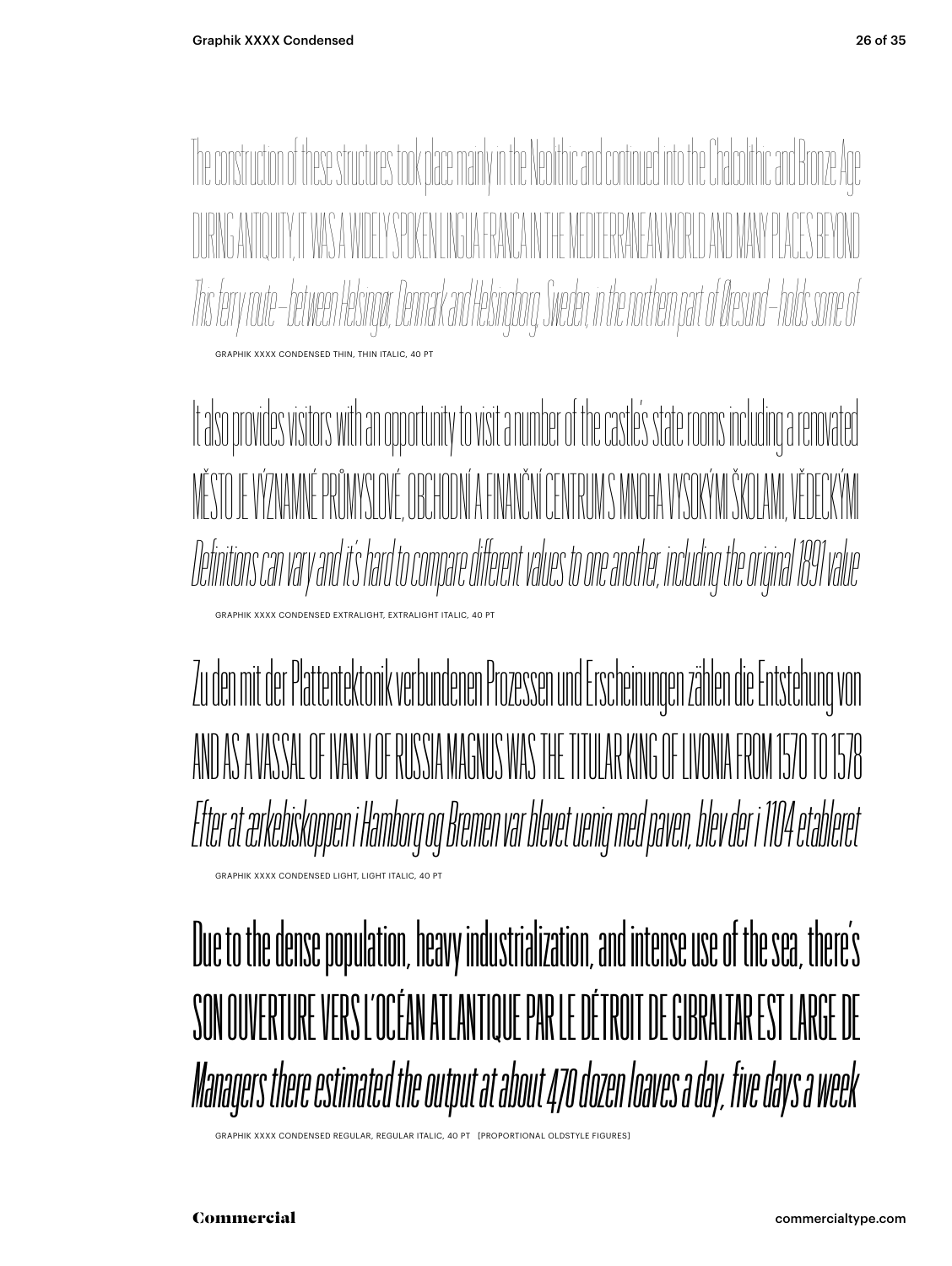The construction of these structures took place mainly in the Neolithic and continued into the Chalcolithic and Bronze Age

DURING ANTIQUITY, IT WAS A WIDELY SPOKEN LINGUA FRANCA IN THE MEDITERRANEAN WORLD AND MANY PLACES BEYOND

*This ferry route – between Helsingør, Denmark and Helsingborg, Sweden, in the northern part of Øresund – holds some of*

GRAPHIK XXXX CONDENSED THIN, THIN ITALIC, 40 PT

It also provides visitors with an opportunity to visit a number of the castle's state rooms including a renovated

MĚSTO JE VÝZNAMNÉ PRŮMYSLOVÉ, OBCHODNÍ A FINANČNÍ CENTRUM S MNOHA VYSOKÝMI ŠKOLAMI, VĚDECKÝMI

*Definitions can vary and it's hard to compare different values to one another, including the original 1891 value*

GRAPHIK XXXX CONDENSED EXTRALIGHT, EXTRALIGHT ITALIC, 40 PT

Zu den mit der Plattentektonik verbundenen Prozessen und Erscheinungen zählen die Entstehung von

AND AS A VASSAL OF IVAN V OF RUSSIA MAGNUS WAS THE TITULAR KING OF LIVONIA FROM 1570 TO 1578

*Efter at ærkebiskoppen i Hamborg og Bremen var blevet uenig med paven, blev der i 1104 etableret*

GRAPHIK XXXX CONDENSED LIGHT, LIGHT ITALIC, 40 PT

Due to the dense population, heavy industrialization, and intense use of the sea, there's

SON OUVERTURE VERS L'OCÉAN ATLANTIQUE PAR LE DÉTROIT DE GIBRALTAR EST LARGE DE

*Managers there estimated the output at about 470 dozen loaves a day, five days a week*

GRAPHIK XXXX CONDENSED REGULAR, REGULAR ITALIC, 40 PT [PROPORTIONAL OLDSTYLE FIGURES]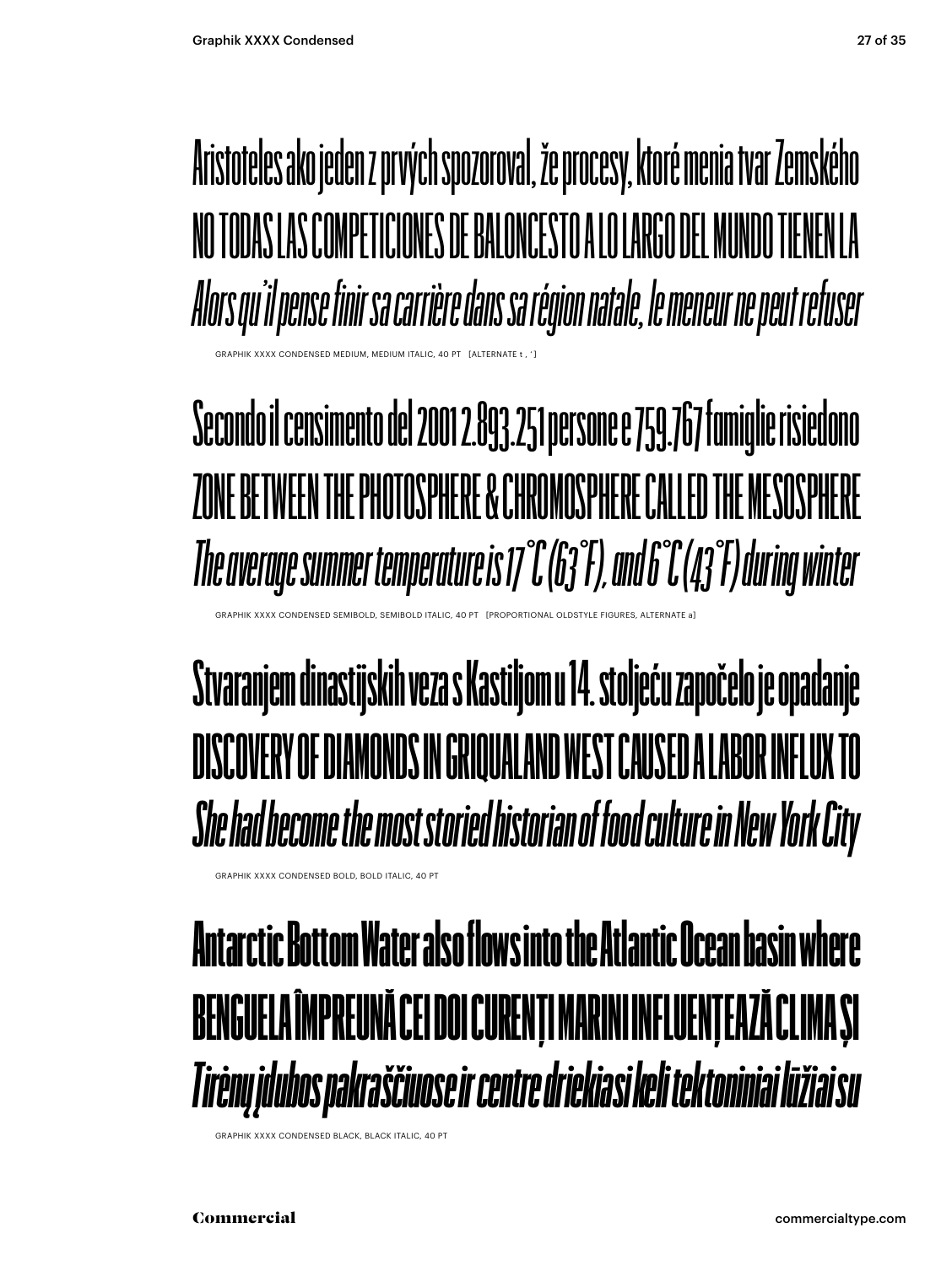Aristoteles ako jeden z prvých spozoroval, že procesy, ktoré menia tvar Zemského

NO TODAS LAS COMPETICIONES DE BALONCESTO A LO LARGO DEL MUNDO TIENEN LA

*Alors qu'il pense finir sa carrière dans sa région natale, le meneur ne peut refuser*

GRAPHIK XXXX CONDENSED MEDIUM, MEDIUM ITALIC, 40 PT [ALTERNATE t , ' ]

Secondo il censimento del 2001 2.893.251 persone e 759.767 famiglie risiedono

ZONE BETWEEN THE PHOTOSPHERE & CHROMOSPHERE CALLED THE MESOSPHERE

*The average summer temperature is 17°C (63°F), and 6°C (43°F) during winter*

GRAPHIK XXXX CONDENSED SEMIBOLD, SEMIBOLD ITALIC, 40 PT [PROPORTIONAL OLDSTYLE FIGURES, ALTERNATE a]

Stvaranjem dinastijskih veza s Kastiljom u 14. stoljeću započelo je opadanje

DISCOVERY OF DIAMONDS IN GRIQUALAND WEST CAUSED A LABOR INFLUX TO

*She had become the most storied historian of food culture in New York City*

GRAPHIK XXXX CONDENSED BOLD, BOLD ITALIC, 40 PT

Antarctic Bottom Water also flows into the Atlantic Ocean basin where

BENGUELA ÎMPREUNĂ CEI DOI CURENȚI MARINI INFLUENȚEAZĂ CLIMA ȘI

*Tirėnų įdubos pakraščiuose ir centre driekiasi keli tektoniniai lūžiai su*

GRAPHIK XXXX CONDENSED BLACK, BLACK ITALIC, 40 PT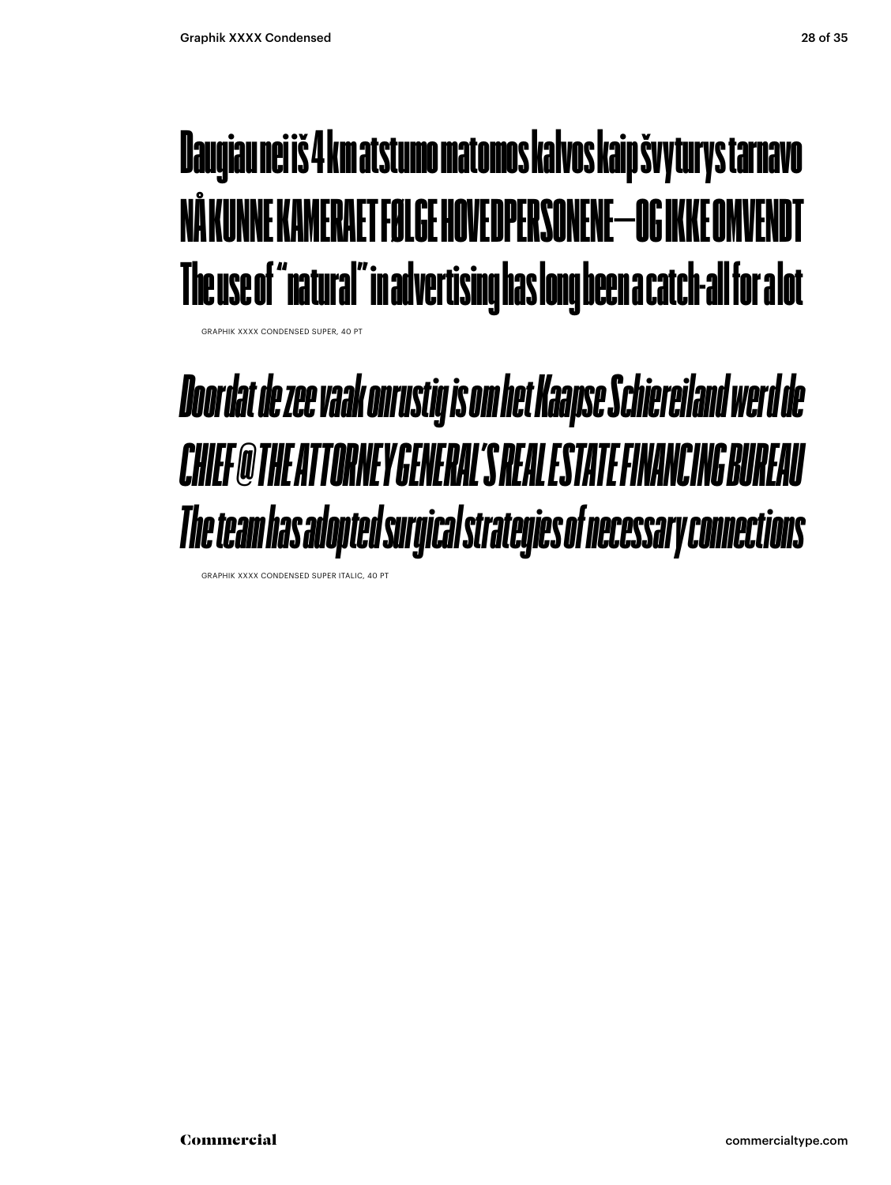Daugiau nei iš 4 km atstumo matomos kalvos kaip švyturys tarnavo
NÅ KUNNE KAMERAET FØLGE HOVEDPERSONENE—OG IKKE OMVENDT
The use of "natural" in advertising has long been a catch-all for a lot

GRAPHIK XXXX CONDENSED SUPER, 40 PT

*Doordat de zee vaak onrustig is om het Kaapse Schiereiland werd de*
*CHIEF @ THE ATTORNEY GENERAL'S REAL ESTATE FINANCING BUREAU*
*The team has adopted surgical strategies of necessary connections*

GRAPHIK XXXX CONDENSED SUPER ITALIC, 40 PT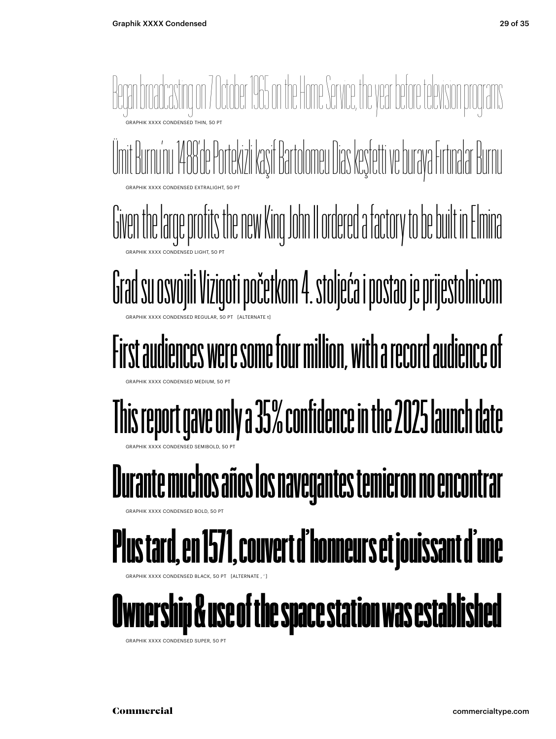Began broadcasting on 7 October 1965 on the Home Service, the year before television programs

GRAPHIK XXXX CONDENSED THIN, 50 PT

Ümit Burnu'nu 1488'de Portekizli kaşif Bartolomeu Dias keşfetti ve buraya Fırtınalar Burnu

GRAPHIK XXXX CONDENSED EXTRALIGHT, 50 PT

Given the large profits the new King John II ordered a factory to be built in Elmina

GRAPHIK XXXX CONDENSED LIGHT, 50 PT

Grad su osvojili Vizigoti početkom 4. stoljeća i postao je prijestolnicom

GRAPHIK XXXX CONDENSED REGULAR, 50 PT [ALTERNATE t]

First audiences were some four million, with a record audience of

GRAPHIK XXXX CONDENSED MEDIUM, 50 PT

This report gave only a 35% confidence in the 2025 launch date

GRAPHIK XXXX CONDENSED SEMIBOLD, 50 PT

Durante muchos años los navegantes temieron no encontrar

GRAPHIK XXXX CONDENSED BOLD, 50 PT

Plus tard, en 1571, couvert d'honneurs et jouissant d'une

GRAPHIK XXXX CONDENSED BLACK, 50 PT [ALTERNATE , ']

Ownership & use of the space station was established

GRAPHIK XXXX CONDENSED SUPER, 50 PT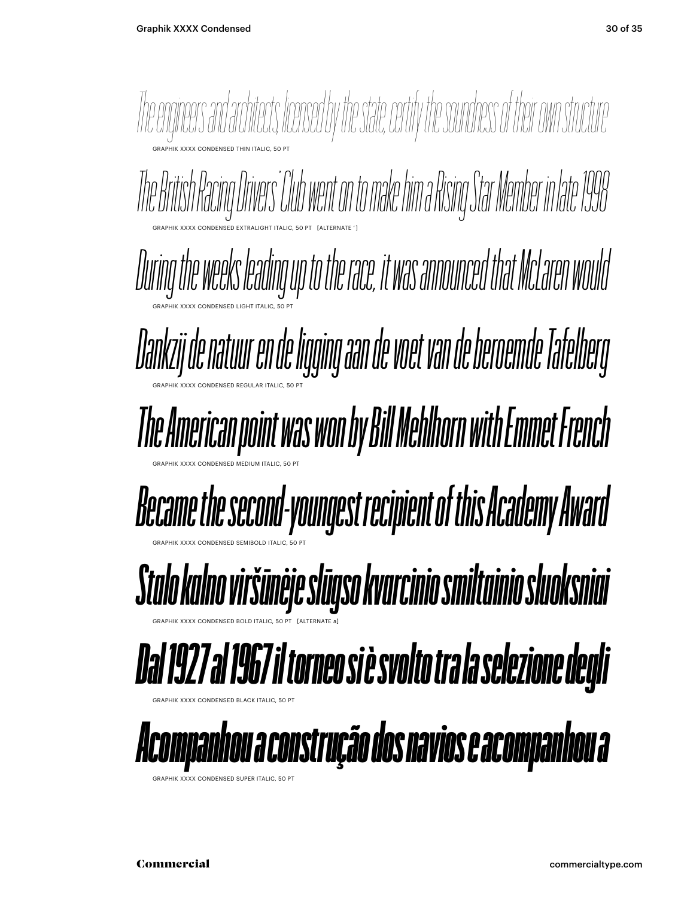*The engineers and architects, licensed by the state, certify the soundness of their own structure*

GRAPHIK XXXX CONDENSED THIN ITALIC, 50 PT

*The British Racing Drivers' Club went on to make him a Rising Star Member in late 1998*

GRAPHIK XXXX CONDENSED EXTRALIGHT ITALIC, 50 PT [ALTERNATE ' ]

*During the weeks leading up to the race, it was announced that McLaren would*

GRAPHIK XXXX CONDENSED LIGHT ITALIC, 50 PT

*Dankzij de natuur en de ligging aan de voet van de beroemde Tafelberg*

GRAPHIK XXXX CONDENSED REGULAR ITALIC, 50 PT

*The American point was won by Bill Mehlhorn with Emmet French*

GRAPHIK XXXX CONDENSED MEDIUM ITALIC, 50 PT

***Became the second-youngest recipient of this Academy Award***

GRAPHIK XXXX CONDENSED SEMIBOLD ITALIC, 50 PT

***Stalo kalno viršūnėje slūgso kvarcinio smiltainio sluoksniai***

GRAPHIK XXXX CONDENSED BOLD ITALIC, 50 PT [ALTERNATE a]

***Dal 1927 al 1967 il torneo si è svolto tra la selezione degli***

GRAPHIK XXXX CONDENSED BLACK ITALIC, 50 PT

***Acompanhou a construção dos navios e acompanhou a***

GRAPHIK XXXX CONDENSED SUPER ITALIC, 50 PT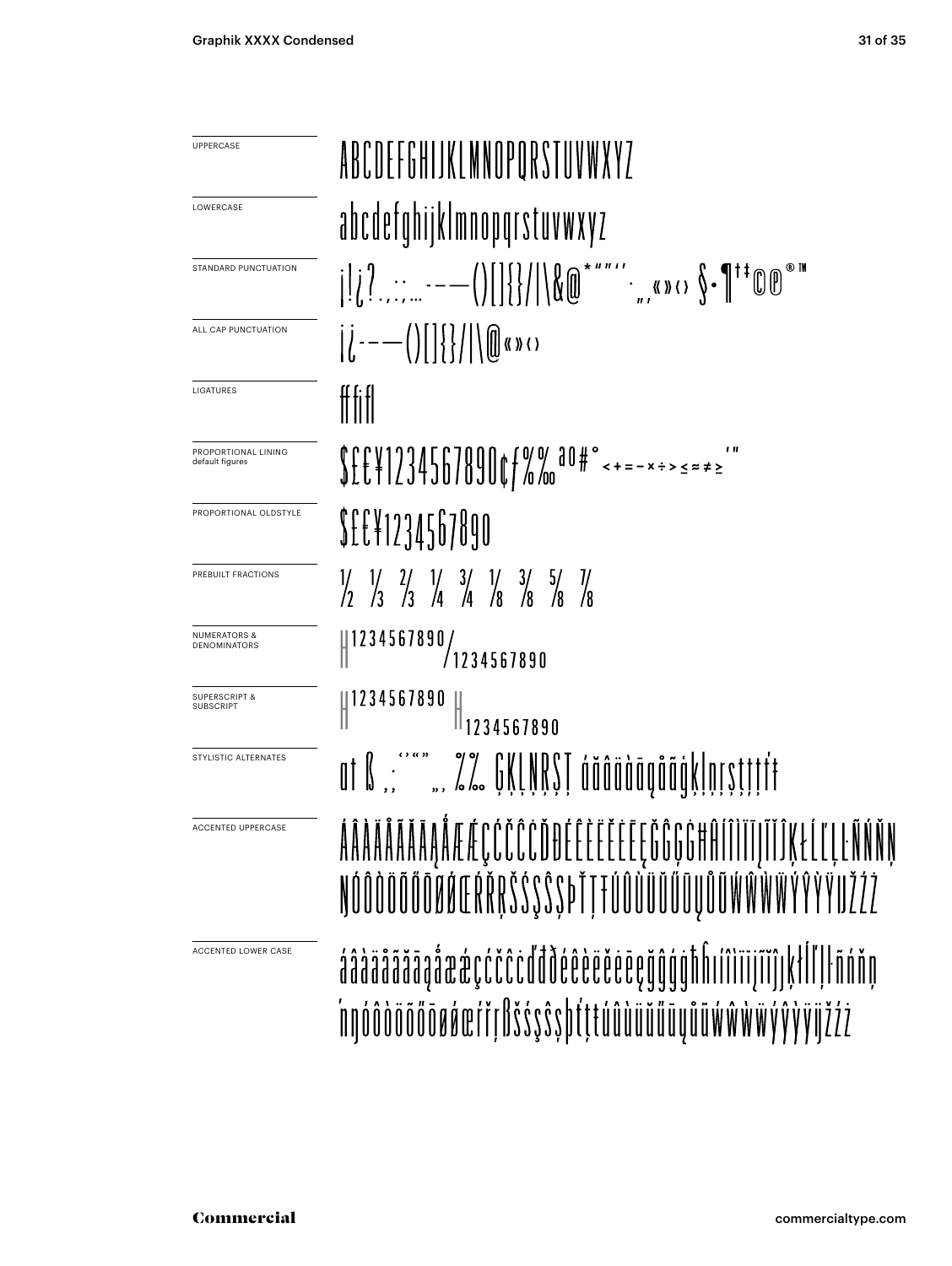| | |
|---|---|
| UPPERCASE | ABCDEFGHIJKLMNOPQRSTUVWXYZ |
| LOWERCASE | abcdefghijklmnopqrstuvwxyz |
| STANDARD PUNCTUATION | ¡!¿?.,:;…-–—()[]{}/\|\&@*"'"'·‚„«»‹› §·¶†‡©℗®™ |
| ALL CAP PUNCTUATION | ¡¿-–—()[]{}/\|\@«»‹› |
| LIGATURES | ff fi fl |
| PROPORTIONAL LINING default figures | $£€¥1234567890¢ƒ%‰ªº#° <+=−×÷>≤≈≠≥'" |
| PROPORTIONAL OLDSTYLE | $£€¥1234567890 |
| PREBUILT FRACTIONS | ½ ⅓ ⅔ ¼ ¾ ⅛ ⅜ ⅝ ⅞ |
| NUMERATORS & DENOMINATORS | H1234567890/1234567890 |
| SUPERSCRIPT & SUBSCRIPT | H1234567890 H1234567890 |
| STYLISTIC ALTERNATES | at ß ,; '''" „, %‰ ĢĶĻŅŖȘȚ áăâäàāąåãǵķļņŗșţţŧŧ |
| ACCENTED UPPERCASE | ÁÂÀÄÅÃĂĀĄǺÆǼÇĆČĈĊĎĐÉÊÈËĚĖĒĘĞĜĢĠĦĤÍÎÌÏĪĮĨĴĶŁĹĽĻĿÑŃŇŅŊÓÔÒÖÕŐŌØǾŒŔŘŖŠŚŞŜȘÞŤŢŦÚÛÙÜŬŰŪŲŮŨẂŴẀẄÝŶỲŸĲŽŹŻ |
| ACCENTED LOWER CASE | áâàäåãăāąǻæǽçćčĉċďđðéêèëěėēęğĝģġħĥıíîìïīįĩȷĵķłĺľļŀñńňņŉŋóôòöõőōøǿœŕřŗßšśşŝșþťţŧúûùüŭűūųůũẃŵẁẅýŷỳÿĳžźż |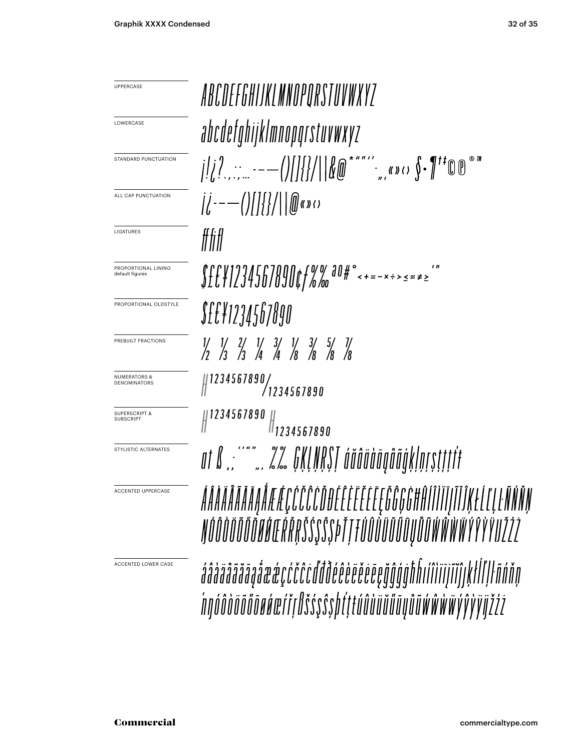UPPERCASE

ABCDEFGHIJKLMNOPQRSTUVWXYZ

LOWERCASE

abcdefghijklmnopqrstuvwxyz

STANDARD PUNCTUATION

¡!¿?.,:;…-–—()[]{}/|\&@*"""''‚„«»‹› §·¶†‡©℗®™

ALL CAP PUNCTUATION

¡¿-–—()[]{}/|\@«»‹›

LIGATURES

ff fi fl

PROPORTIONAL LINING default figures

$£€¥1234567890¢ƒ%‰ªº#° <+=−×÷>≤≈≠≥ ′″

PROPORTIONAL OLDSTYLE

$£€¥1234567890

PREBUILT FRACTIONS

½ ⅓ ⅔ ¼ ¾ ⅛ ⅜ ⅝ ⅞

NUMERATORS & DENOMINATORS

H1234567890/1234567890

SUPERSCRIPT & SUBSCRIPT

H1234567890 H1234567890

STYLISTIC ALTERNATES

a t ß ,; '''"" „‚ %‰ ĢĶĻŅŖŞŢ áăâäàāąåãģķļņŗşţţţŧŧ

ACCENTED UPPERCASE

ÁÂÀÄÅÃĂĀĄǺÆǼÇĆČĈĊĎĐÉÊÈËĚĖĒĘĞĜĢĠĦĤÍÎÌÏĪĮĨĬĴĶŁĹĽĻĿÑŃŇŅ
ŊÓÔÒÖÕŐŌØǾŒŔŘŖŠŚŞŜȘÞŤŢŦÚÛÙÜŬŰŪŲŮŨẂŴẀẄÝŶỲŸĲŽŹŻ

ACCENTED LOWER CASE

áâàäåãăāąǻæǽçćčĉċďđðéêèëěėēęğĝģġħĥıíîìïīįĩĭȷĵķłĺľļŀñńňņ
ŉŋóôòöõőōøǿœŕřŗßšśşŝșþťţŧúûùüŭűūųůũẃŵẁẅýŷỳÿĳžźż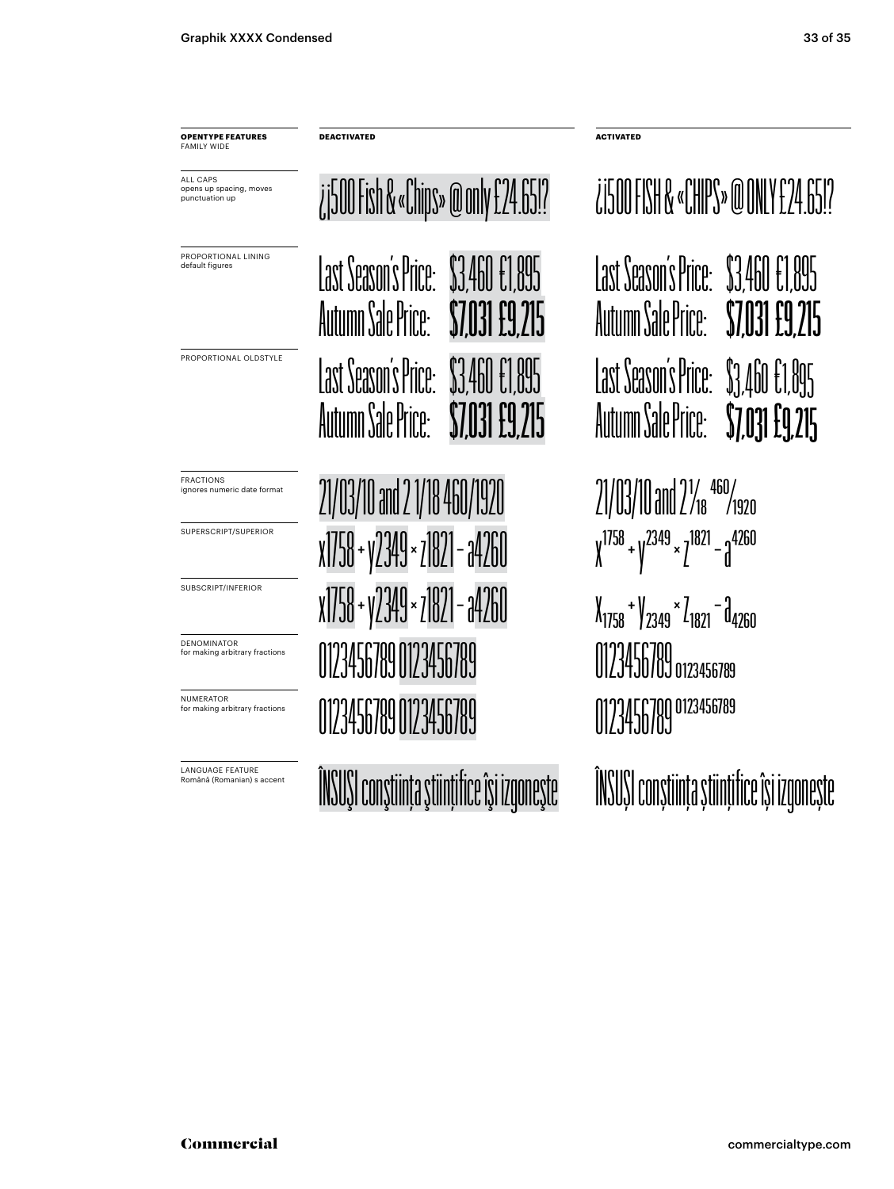| **OPENTYPE FEATURES** FAMILY WIDE | **DEACTIVATED** | **ACTIVATED** |
|---|---|---|
| ALL CAPS opens up spacing, moves punctuation up | ¿¡500 Fish & «Chips» @ only £24.65!? | ¿¡500 FISH & «CHIPS» @ ONLY £24.65!? |
| PROPORTIONAL LINING default figures | Last Season's Price: $3,460 €1,895 Autumn Sale Price: **$7,031 £9,215** | Last Season's Price: $3,460 €1,895 Autumn Sale Price: **$7,031 £9,215** |
| PROPORTIONAL OLDSTYLE | Last Season's Price: $3,460 €1,895 Autumn Sale Price: **$7,031 £9,215** | Last Season's Price: $3,460 €1,895 Autumn Sale Price: **$7,031 £9,215** |
| FRACTIONS ignores numeric date format | 21/03/10 and 2 1/18 460/1920 | 21/03/10 and 2 1/18 460/1920 |
| SUPERSCRIPT/SUPERIOR | x1758 + y2349 × z1821 – a4260 | $x^{1758} + y^{2349} \times z^{1821} - a^{4260}$ |
| SUBSCRIPT/INFERIOR | x1758 + y2349 × z1821 – a4260 | $x_{1758} + y_{2349} \times z_{1821} - a_{4260}$ |
| DENOMINATOR for making arbitrary fractions | 0123456789 0123456789 | 0123456789 $_{0123456789}$ |
| NUMERATOR for making arbitrary fractions | 0123456789 0123456789 | 0123456789 $^{0123456789}$ |
| LANGUAGE FEATURE Română (Romanian) s accent | ÎNSUŞI conştiinţa ştiinţifice îşi izgoneşte | ÎNSUȘI conștiința științifice își izgonește |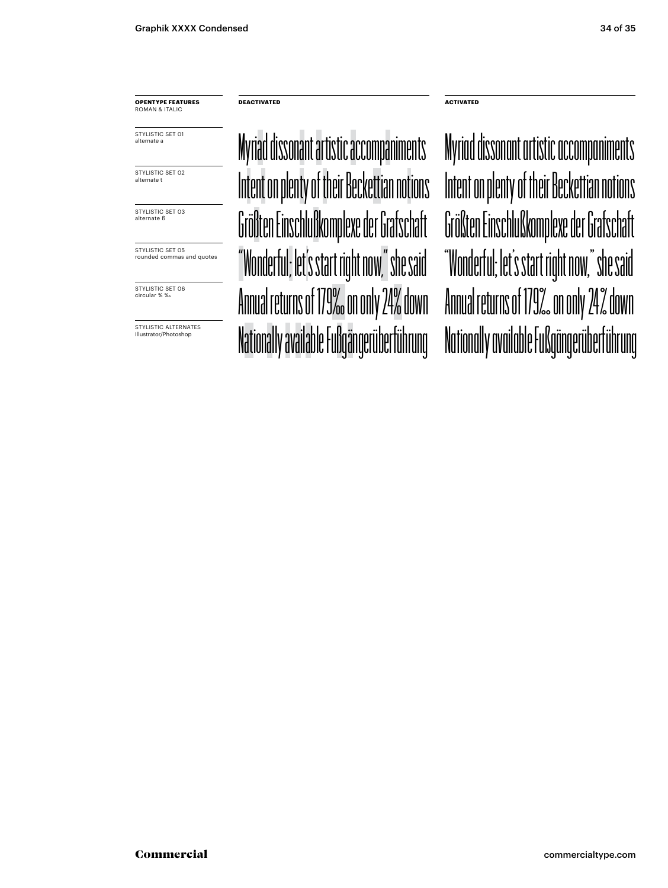| **OPENTYPE FEATURES** ROMAN & ITALIC | **DEACTIVATED** | **ACTIVATED** |
| --- | --- | --- |
| STYLISTIC SET 01 alternate a | Myriad dissonant artistic accompaniments | Myriad dissonant artistic accompaniments |
| STYLISTIC SET 02 alternate t | Intent on plenty of their Beckettian notions | Intent on plenty of their Beckettian notions |
| STYLISTIC SET 03 alternate ß | Größten Einschlußkomplexe der Grafschaft | Größten Einschlußkomplexe der Grafschaft |
| STYLISTIC SET 05 rounded commas and quotes | “Wonderful; let’s start right now,” she said | “Wonderful; let’s start right now,” she said |
| STYLISTIC SET 06 circular % ‰ | Annual returns of 17‰ on only 24% down | Annual returns of 17‰ on only 24% down |
| STYLISTIC ALTERNATES Illustrator/Photoshop | Nationally available Fußgängerüberführung | Nationally available Fußgängerüberführung |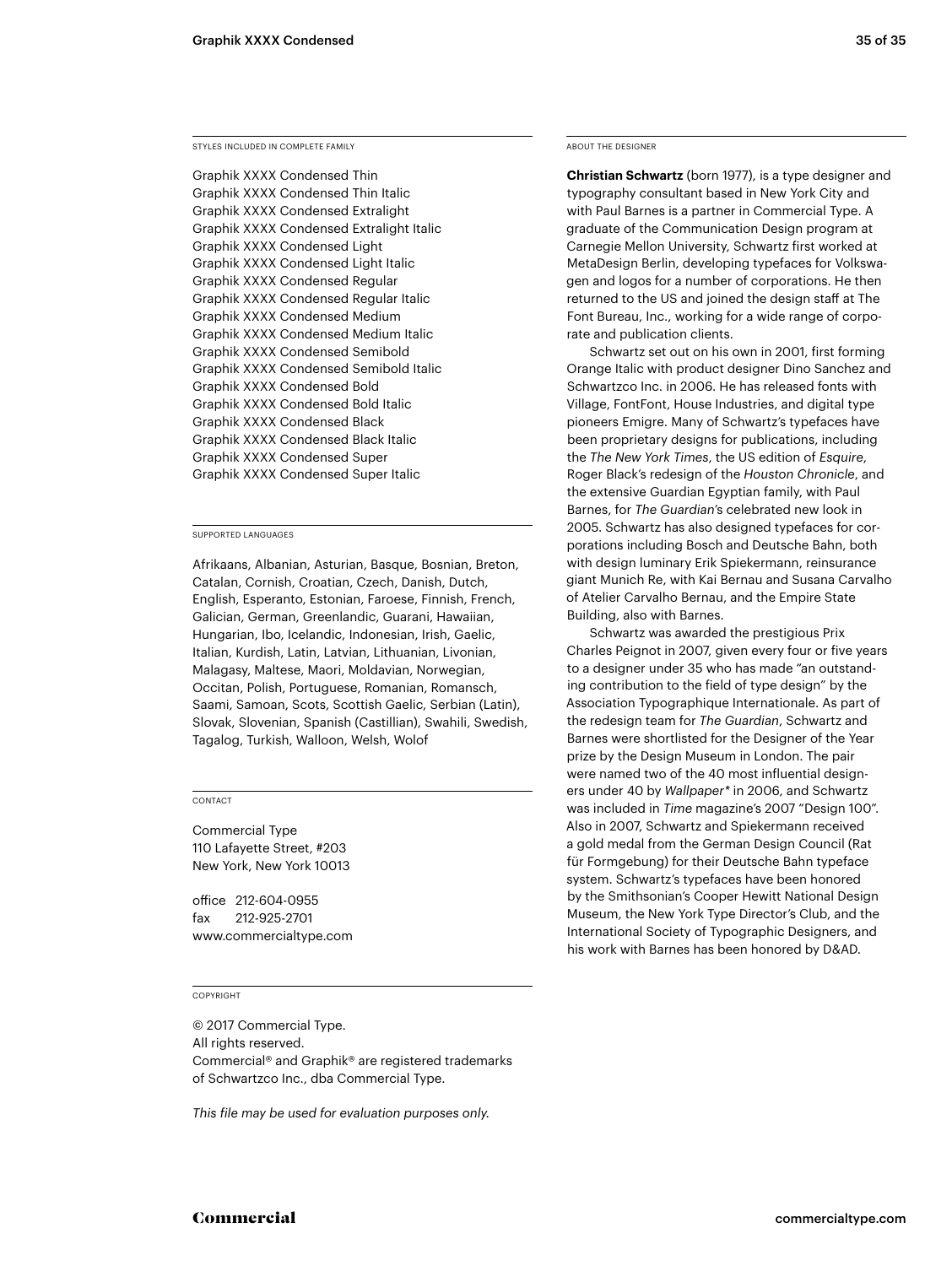## STYLES INCLUDED IN COMPLETE FAMILY

Graphik XXXX Condensed Thin
Graphik XXXX Condensed Thin Italic
Graphik XXXX Condensed Extralight
Graphik XXXX Condensed Extralight Italic
Graphik XXXX Condensed Light
Graphik XXXX Condensed Light Italic
Graphik XXXX Condensed Regular
Graphik XXXX Condensed Regular Italic
Graphik XXXX Condensed Medium
Graphik XXXX Condensed Medium Italic
Graphik XXXX Condensed Semibold
Graphik XXXX Condensed Semibold Italic
Graphik XXXX Condensed Bold
Graphik XXXX Condensed Bold Italic
Graphik XXXX Condensed Black
Graphik XXXX Condensed Black Italic
Graphik XXXX Condensed Super
Graphik XXXX Condensed Super Italic

## SUPPORTED LANGUAGES

Afrikaans, Albanian, Asturian, Basque, Bosnian, Breton, Catalan, Cornish, Croatian, Czech, Danish, Dutch, English, Esperanto, Estonian, Faroese, Finnish, French, Galician, German, Greenlandic, Guarani, Hawaiian, Hungarian, Ibo, Icelandic, Indonesian, Irish, Gaelic, Italian, Kurdish, Latin, Latvian, Lithuanian, Livonian, Malagasy, Maltese, Maori, Moldavian, Norwegian, Occitan, Polish, Portuguese, Romanian, Romansch, Saami, Samoan, Scots, Scottish Gaelic, Serbian (Latin), Slovak, Slovenian, Spanish (Castillian), Swahili, Swedish, Tagalog, Turkish, Walloon, Welsh, Wolof

## CONTACT

Commercial Type
110 Lafayette Street, #203
New York, New York 10013

office 212-604-0955
fax 212-925-2701
www.commercialtype.com

## COPYRIGHT

© 2017 Commercial Type.
All rights reserved.
Commercial® and Graphik® are registered trademarks of Schwartzco Inc., dba Commercial Type.

*This file may be used for evaluation purposes only.*

## ABOUT THE DESIGNER

**Christian Schwartz** (born 1977), is a type designer and typography consultant based in New York City and with Paul Barnes is a partner in Commercial Type. A graduate of the Communication Design program at Carnegie Mellon University, Schwartz first worked at MetaDesign Berlin, developing typefaces for Volkswagen and logos for a number of corporations. He then returned to the US and joined the design staff at The Font Bureau, Inc., working for a wide range of corporate and publication clients.

Schwartz set out on his own in 2001, first forming Orange Italic with product designer Dino Sanchez and Schwartzco Inc. in 2006. He has released fonts with Village, FontFont, House Industries, and digital type pioneers Emigre. Many of Schwartz's typefaces have been proprietary designs for publications, including the *The New York Times*, the US edition of *Esquire*, Roger Black's redesign of the *Houston Chronicle*, and the extensive Guardian Egyptian family, with Paul Barnes, for *The Guardian*'s celebrated new look in 2005. Schwartz has also designed typefaces for corporations including Bosch and Deutsche Bahn, both with design luminary Erik Spiekermann, reinsurance giant Munich Re, with Kai Bernau and Susana Carvalho of Atelier Carvalho Bernau, and the Empire State Building, also with Barnes.

Schwartz was awarded the prestigious Prix Charles Peignot in 2007, given every four or five years to a designer under 35 who has made "an outstanding contribution to the field of type design" by the Association Typographique Internationale. As part of the redesign team for *The Guardian*, Schwartz and Barnes were shortlisted for the Designer of the Year prize by the Design Museum in London. The pair were named two of the 40 most influential designers under 40 by *Wallpaper** in 2006, and Schwartz was included in *Time* magazine's 2007 "Design 100". Also in 2007, Schwartz and Spiekermann received a gold medal from the German Design Council (Rat für Formgebung) for their Deutsche Bahn typeface system. Schwartz's typefaces have been honored by the Smithsonian's Cooper Hewitt National Design Museum, the New York Type Director's Club, and the International Society of Typographic Designers, and his work with Barnes has been honored by D&AD.